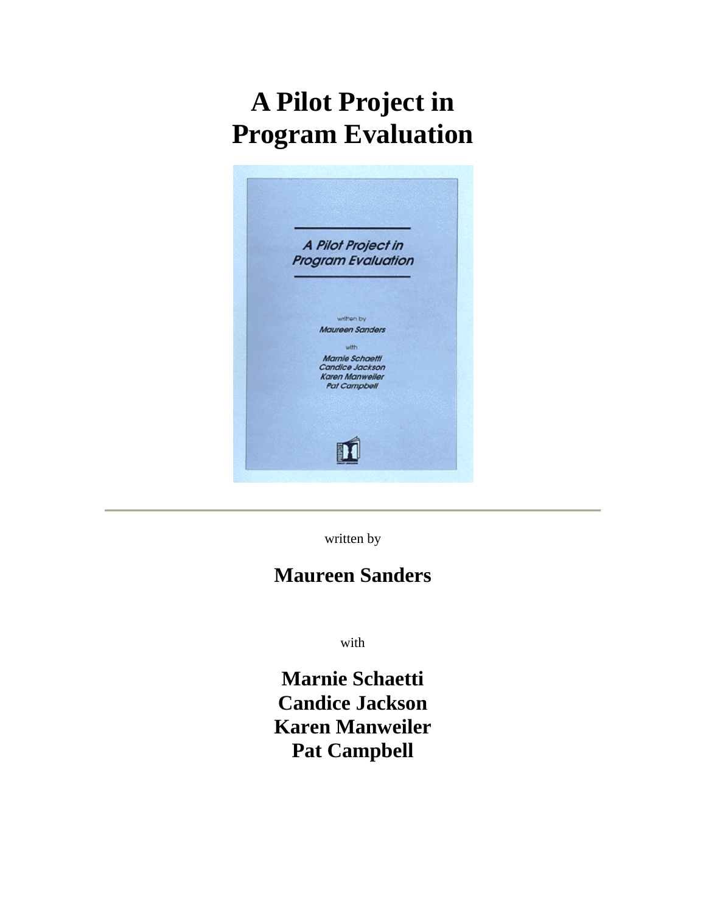# A Pilot Project in Program Evaluation

written by

## Maureen Sanders

with

**Marnie Schaetti**
**Candice Jackson**
**Karen Manweiler**
**Pat Campbell**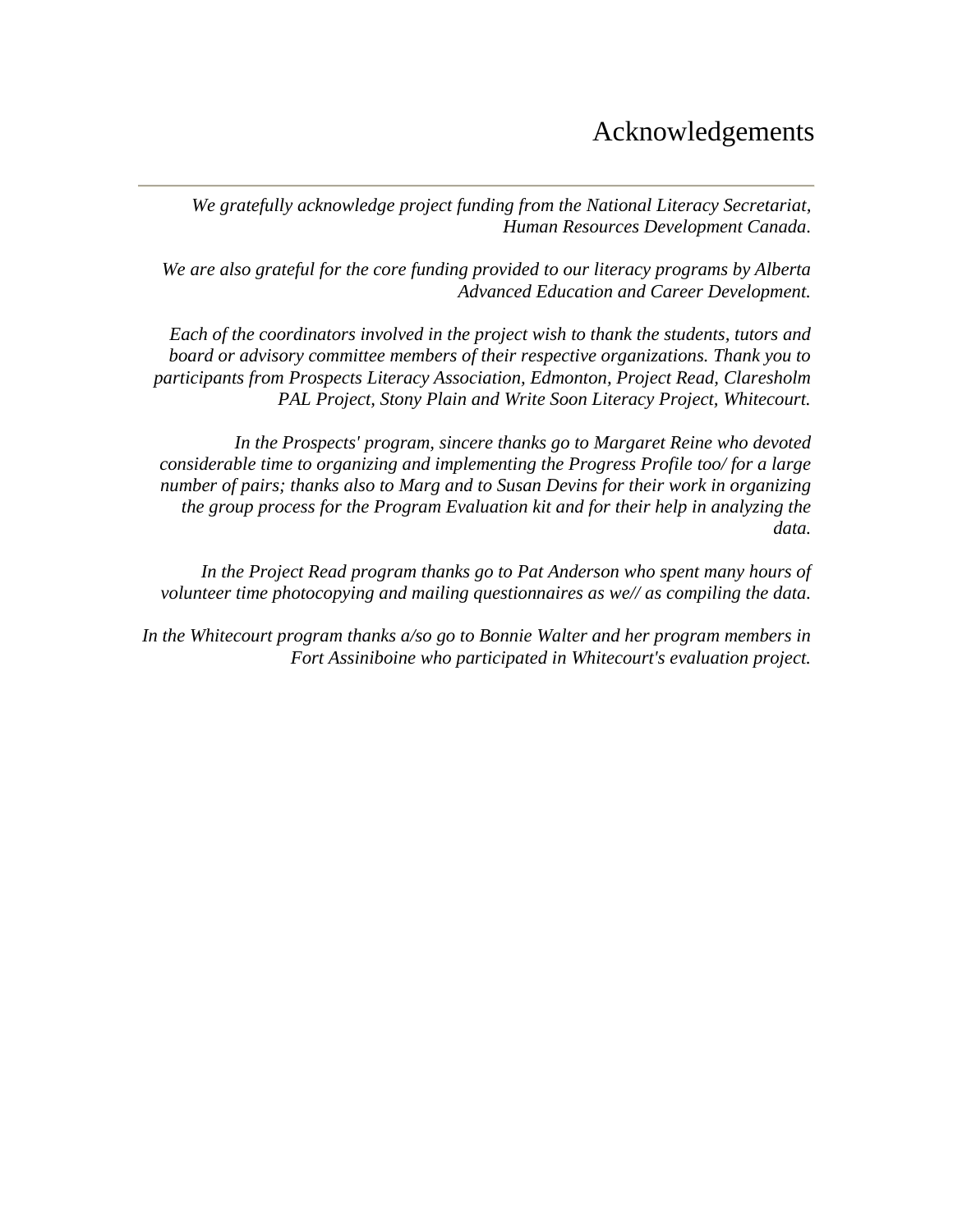# Acknowledgements

*We gratefully acknowledge project funding from the National Literacy Secretariat, Human Resources Development Canada.*

*We are also grateful for the core funding provided to our literacy programs by Alberta Advanced Education and Career Development.*

*Each of the coordinators involved in the project wish to thank the students, tutors and board or advisory committee members of their respective organizations. Thank you to participants from Prospects Literacy Association, Edmonton, Project Read, Claresholm PAL Project, Stony Plain and Write Soon Literacy Project, Whitecourt.*

*In the Prospects' program, sincere thanks go to Margaret Reine who devoted considerable time to organizing and implementing the Progress Profile too/ for a large number of pairs; thanks also to Marg and to Susan Devins for their work in organizing the group process for the Program Evaluation kit and for their help in analyzing the data.*

*In the Project Read program thanks go to Pat Anderson who spent many hours of volunteer time photocopying and mailing questionnaires as we// as compiling the data.*

*In the Whitecourt program thanks a/so go to Bonnie Walter and her program members in Fort Assiniboine who participated in Whitecourt's evaluation project.*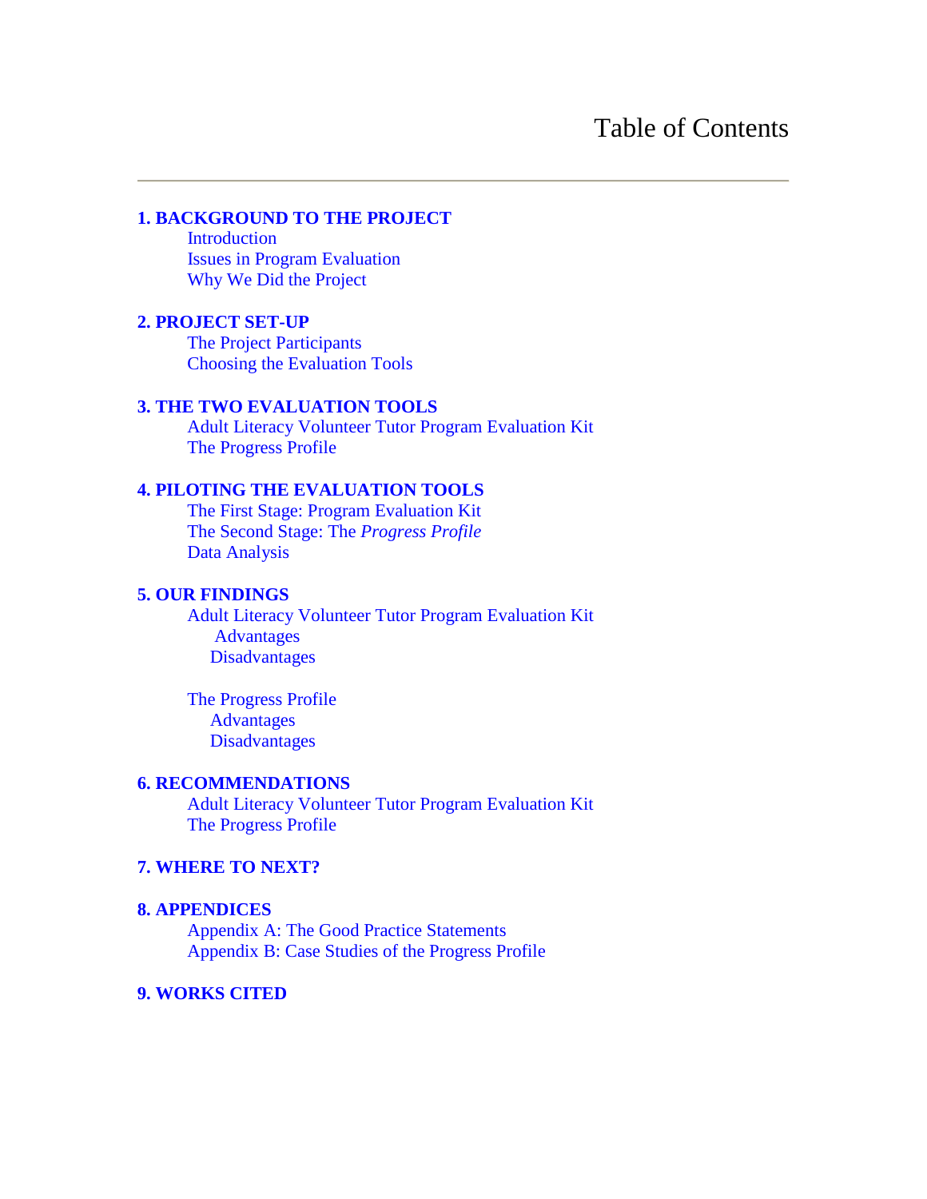# Table of Contents

---

**1. BACKGROUND TO THE PROJECT**
- Introduction
- Issues in Program Evaluation
- Why We Did the Project

**2. PROJECT SET-UP**
- The Project Participants
- Choosing the Evaluation Tools

**3. THE TWO EVALUATION TOOLS**
- Adult Literacy Volunteer Tutor Program Evaluation Kit
- The Progress Profile

**4. PILOTING THE EVALUATION TOOLS**
- The First Stage: Program Evaluation Kit
- The Second Stage: The *Progress Profile*
- Data Analysis

**5. OUR FINDINGS**
- Adult Literacy Volunteer Tutor Program Evaluation Kit
  - Advantages
  - Disadvantages
- The Progress Profile
  - Advantages
  - Disadvantages

**6. RECOMMENDATIONS**
- Adult Literacy Volunteer Tutor Program Evaluation Kit
- The Progress Profile

**7. WHERE TO NEXT?**

**8. APPENDICES**
- Appendix A: The Good Practice Statements
- Appendix B: Case Studies of the Progress Profile

**9. WORKS CITED**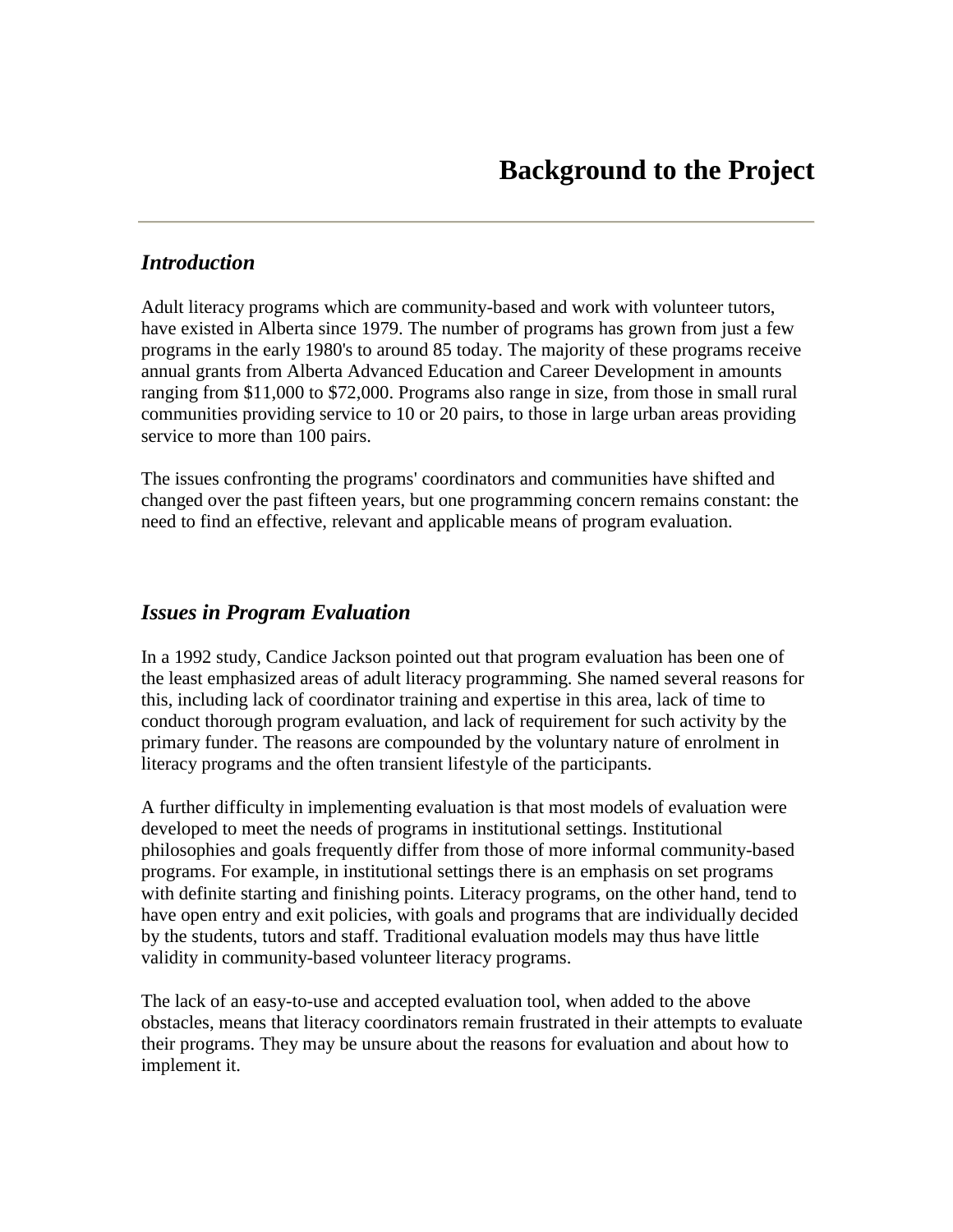# Background to the Project

---

## *Introduction*

Adult literacy programs which are community-based and work with volunteer tutors, have existed in Alberta since 1979. The number of programs has grown from just a few programs in the early 1980's to around 85 today. The majority of these programs receive annual grants from Alberta Advanced Education and Career Development in amounts ranging from $11,000 to $72,000. Programs also range in size, from those in small rural communities providing service to 10 or 20 pairs, to those in large urban areas providing service to more than 100 pairs.

The issues confronting the programs' coordinators and communities have shifted and changed over the past fifteen years, but one programming concern remains constant: the need to find an effective, relevant and applicable means of program evaluation.

## *Issues in Program Evaluation*

In a 1992 study, Candice Jackson pointed out that program evaluation has been one of the least emphasized areas of adult literacy programming. She named several reasons for this, including lack of coordinator training and expertise in this area, lack of time to conduct thorough program evaluation, and lack of requirement for such activity by the primary funder. The reasons are compounded by the voluntary nature of enrolment in literacy programs and the often transient lifestyle of the participants.

A further difficulty in implementing evaluation is that most models of evaluation were developed to meet the needs of programs in institutional settings. Institutional philosophies and goals frequently differ from those of more informal community-based programs. For example, in institutional settings there is an emphasis on set programs with definite starting and finishing points. Literacy programs, on the other hand, tend to have open entry and exit policies, with goals and programs that are individually decided by the students, tutors and staff. Traditional evaluation models may thus have little validity in community-based volunteer literacy programs.

The lack of an easy-to-use and accepted evaluation tool, when added to the above obstacles, means that literacy coordinators remain frustrated in their attempts to evaluate their programs. They may be unsure about the reasons for evaluation and about how to implement it.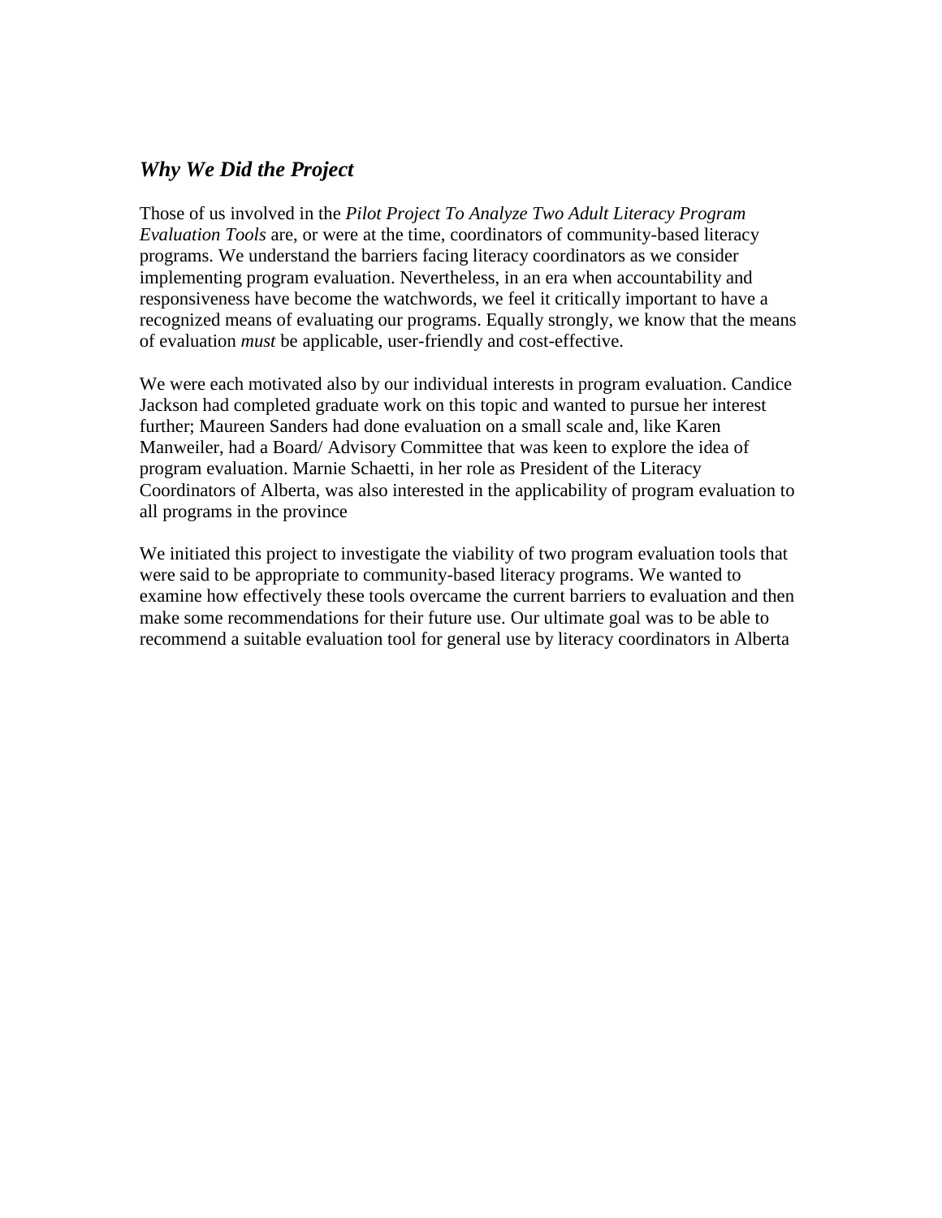## *Why We Did the Project*

Those of us involved in the *Pilot Project To Analyze Two Adult Literacy Program Evaluation Tools* are, or were at the time, coordinators of community-based literacy programs. We understand the barriers facing literacy coordinators as we consider implementing program evaluation. Nevertheless, in an era when accountability and responsiveness have become the watchwords, we feel it critically important to have a recognized means of evaluating our programs. Equally strongly, we know that the means of evaluation *must* be applicable, user-friendly and cost-effective.

We were each motivated also by our individual interests in program evaluation. Candice Jackson had completed graduate work on this topic and wanted to pursue her interest further; Maureen Sanders had done evaluation on a small scale and, like Karen Manweiler, had a Board/ Advisory Committee that was keen to explore the idea of program evaluation. Marnie Schaetti, in her role as President of the Literacy Coordinators of Alberta, was also interested in the applicability of program evaluation to all programs in the province

We initiated this project to investigate the viability of two program evaluation tools that were said to be appropriate to community-based literacy programs. We wanted to examine how effectively these tools overcame the current barriers to evaluation and then make some recommendations for their future use. Our ultimate goal was to be able to recommend a suitable evaluation tool for general use by literacy coordinators in Alberta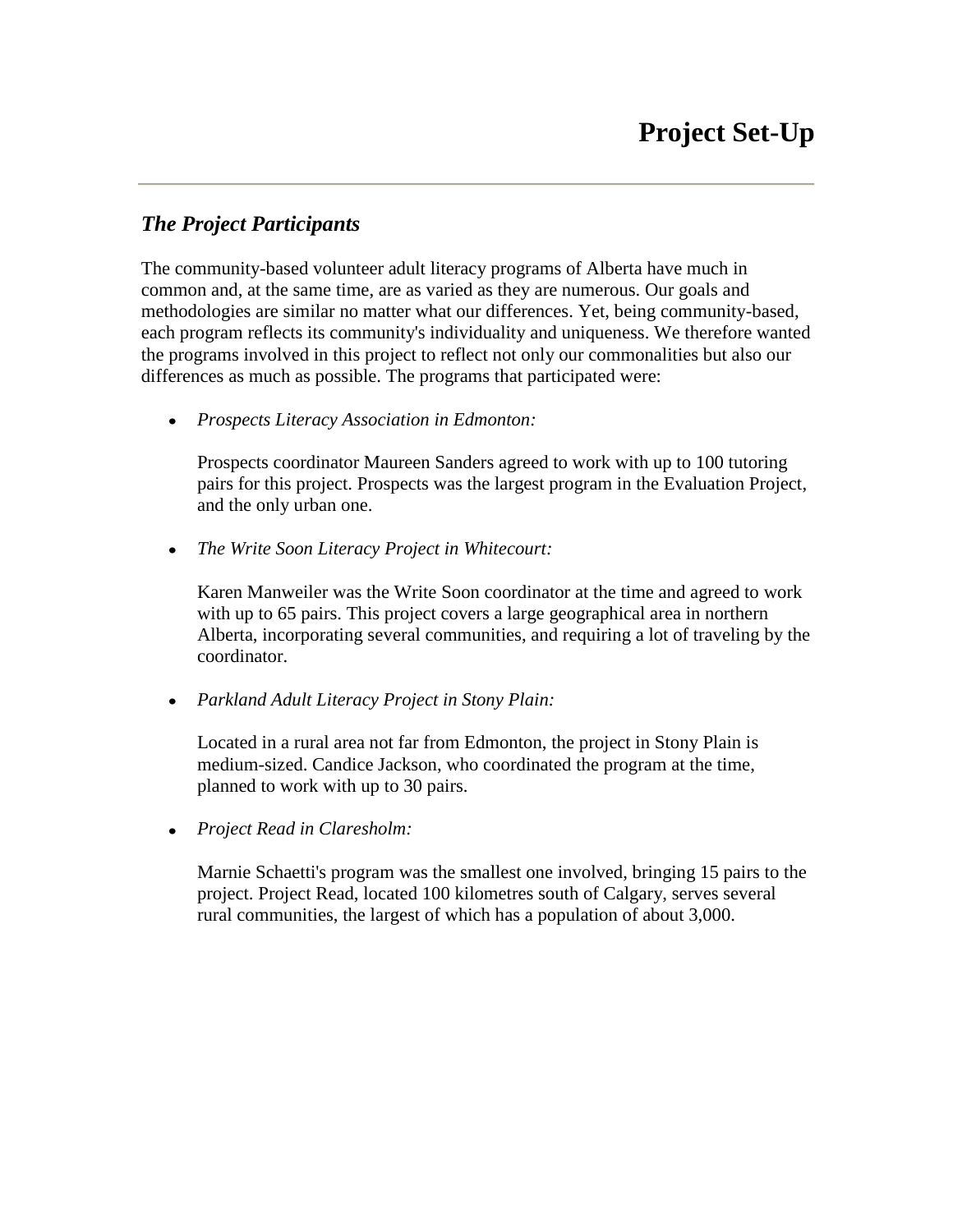# Project Set-Up

---

## *The Project Participants*

The community-based volunteer adult literacy programs of Alberta have much in common and, at the same time, are as varied as they are numerous. Our goals and methodologies are similar no matter what our differences. Yet, being community-based, each program reflects its community's individuality and uniqueness. We therefore wanted the programs involved in this project to reflect not only our commonalities but also our differences as much as possible. The programs that participated were:

- *Prospects Literacy Association in Edmonton:*

  Prospects coordinator Maureen Sanders agreed to work with up to 100 tutoring pairs for this project. Prospects was the largest program in the Evaluation Project, and the only urban one.

- *The Write Soon Literacy Project in Whitecourt:*

  Karen Manweiler was the Write Soon coordinator at the time and agreed to work with up to 65 pairs. This project covers a large geographical area in northern Alberta, incorporating several communities, and requiring a lot of traveling by the coordinator.

- *Parkland Adult Literacy Project in Stony Plain:*

  Located in a rural area not far from Edmonton, the project in Stony Plain is medium-sized. Candice Jackson, who coordinated the program at the time, planned to work with up to 30 pairs.

- *Project Read in Claresholm:*

  Marnie Schaetti's program was the smallest one involved, bringing 15 pairs to the project. Project Read, located 100 kilometres south of Calgary, serves several rural communities, the largest of which has a population of about 3,000.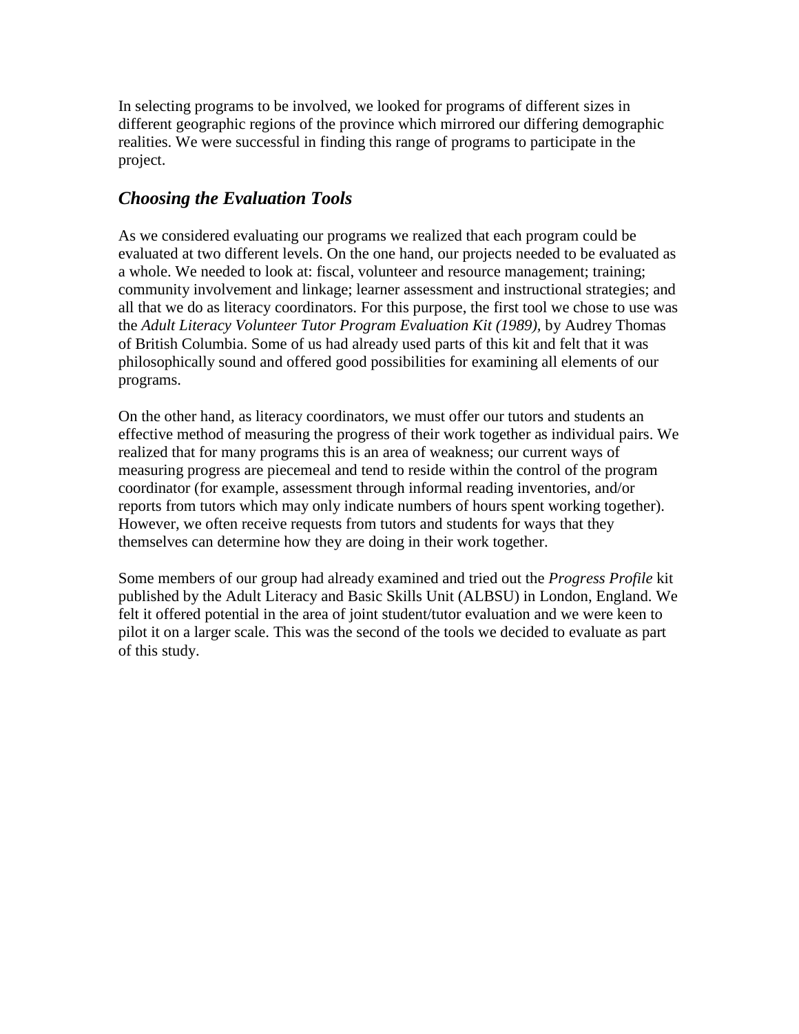In selecting programs to be involved, we looked for programs of different sizes in different geographic regions of the province which mirrored our differing demographic realities. We were successful in finding this range of programs to participate in the project.

## *Choosing the Evaluation Tools*

As we considered evaluating our programs we realized that each program could be evaluated at two different levels. On the one hand, our projects needed to be evaluated as a whole. We needed to look at: fiscal, volunteer and resource management; training; community involvement and linkage; learner assessment and instructional strategies; and all that we do as literacy coordinators. For this purpose, the first tool we chose to use was the *Adult Literacy Volunteer Tutor Program Evaluation Kit (1989),* by Audrey Thomas of British Columbia. Some of us had already used parts of this kit and felt that it was philosophically sound and offered good possibilities for examining all elements of our programs.

On the other hand, as literacy coordinators, we must offer our tutors and students an effective method of measuring the progress of their work together as individual pairs. We realized that for many programs this is an area of weakness; our current ways of measuring progress are piecemeal and tend to reside within the control of the program coordinator (for example, assessment through informal reading inventories, and/or reports from tutors which may only indicate numbers of hours spent working together). However, we often receive requests from tutors and students for ways that they themselves can determine how they are doing in their work together.

Some members of our group had already examined and tried out the *Progress Profile* kit published by the Adult Literacy and Basic Skills Unit (ALBSU) in London, England. We felt it offered potential in the area of joint student/tutor evaluation and we were keen to pilot it on a larger scale. This was the second of the tools we decided to evaluate as part of this study.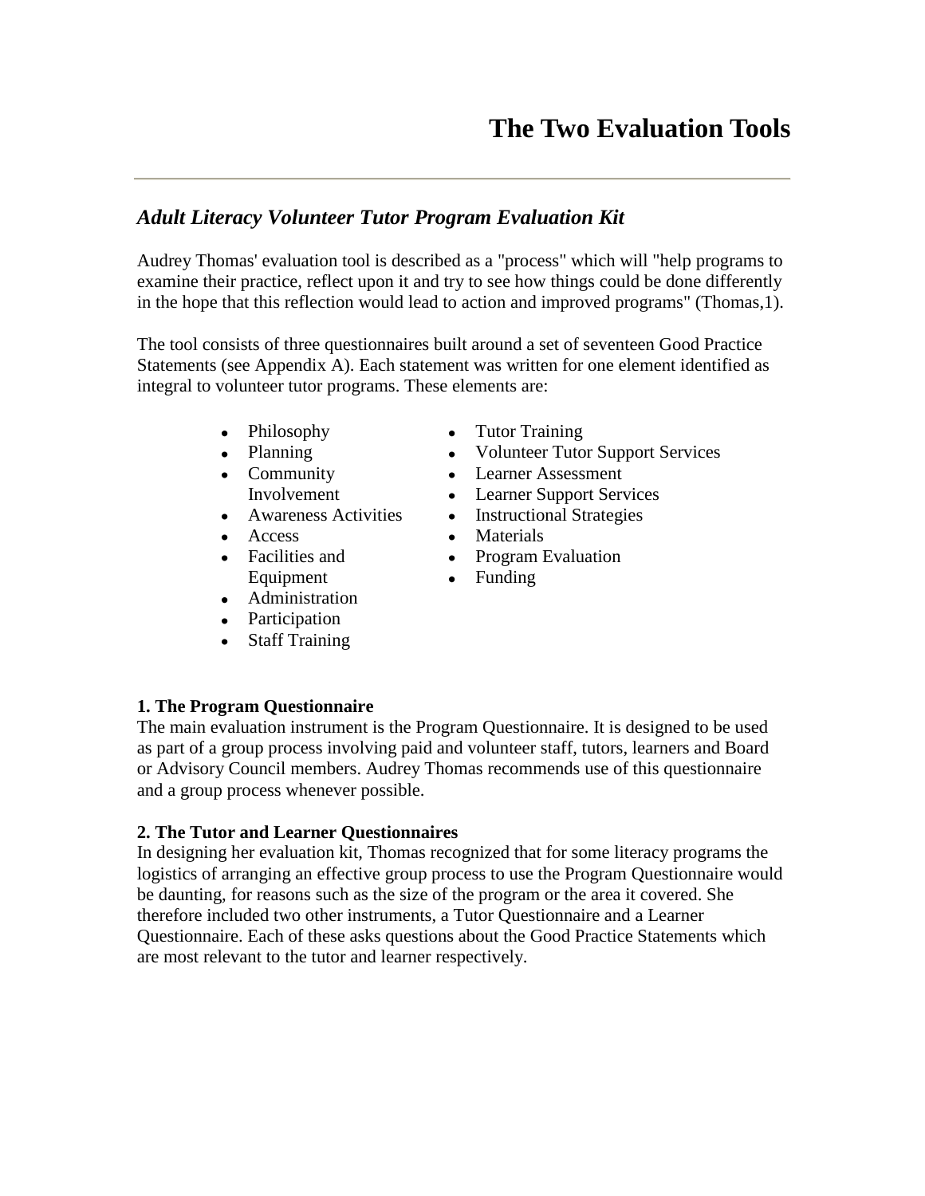# The Two Evaluation Tools

---

## *Adult Literacy Volunteer Tutor Program Evaluation Kit*

Audrey Thomas' evaluation tool is described as a "process" which will "help programs to examine their practice, reflect upon it and try to see how things could be done differently in the hope that this reflection would lead to action and improved programs" (Thomas,1).

The tool consists of three questionnaires built around a set of seventeen Good Practice Statements (see Appendix A). Each statement was written for one element identified as integral to volunteer tutor programs. These elements are:

- Philosophy
- Planning
- Community Involvement
- Awareness Activities
- Access
- Facilities and Equipment
- Administration
- Participation
- Staff Training
- Tutor Training
- Volunteer Tutor Support Services
- Learner Assessment
- Learner Support Services
- Instructional Strategies
- Materials
- Program Evaluation
- Funding

**1. The Program Questionnaire**
The main evaluation instrument is the Program Questionnaire. It is designed to be used as part of a group process involving paid and volunteer staff, tutors, learners and Board or Advisory Council members. Audrey Thomas recommends use of this questionnaire and a group process whenever possible.

**2. The Tutor and Learner Questionnaires**
In designing her evaluation kit, Thomas recognized that for some literacy programs the logistics of arranging an effective group process to use the Program Questionnaire would be daunting, for reasons such as the size of the program or the area it covered. She therefore included two other instruments, a Tutor Questionnaire and a Learner Questionnaire. Each of these asks questions about the Good Practice Statements which are most relevant to the tutor and learner respectively.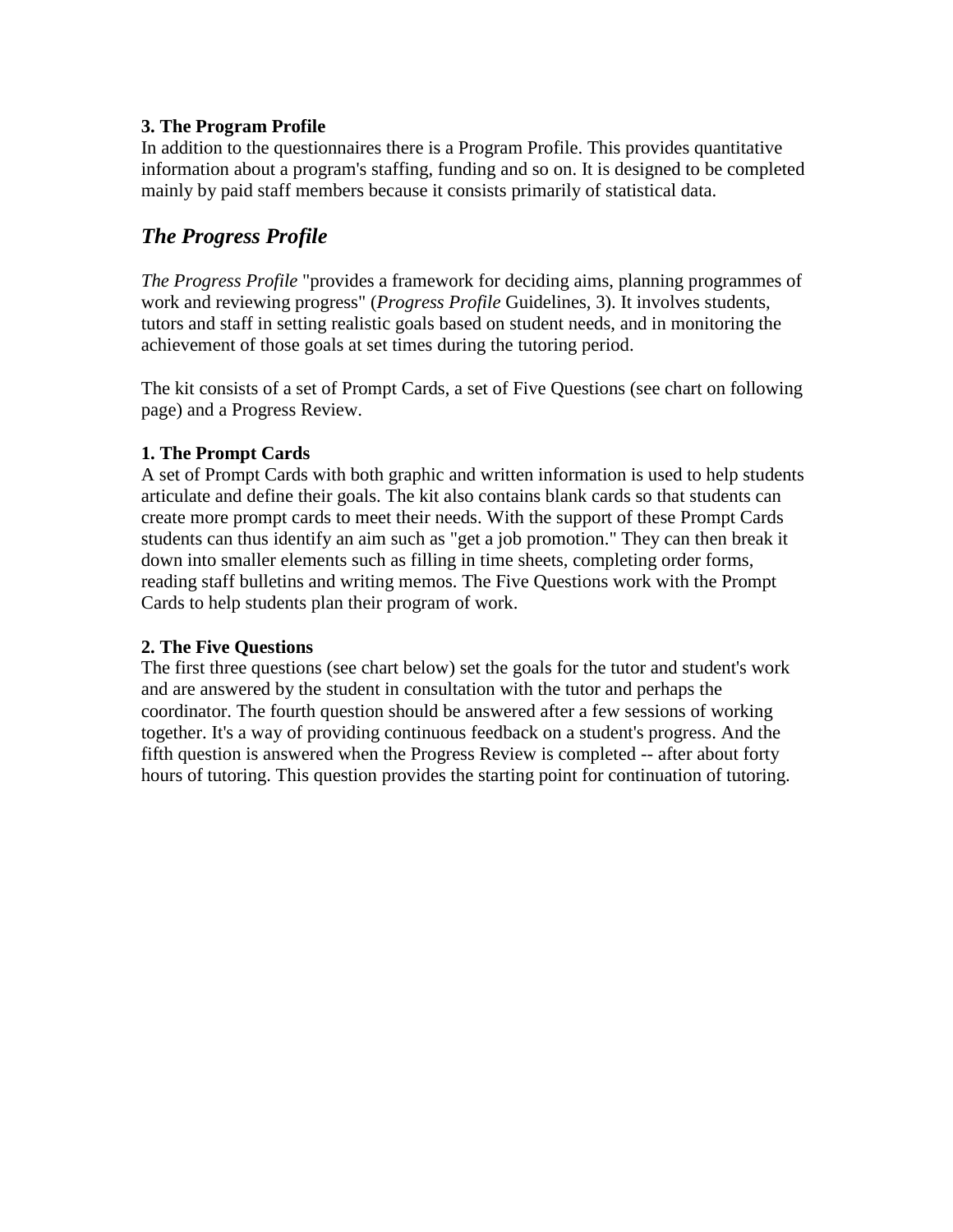**3. The Program Profile**
In addition to the questionnaires there is a Program Profile. This provides quantitative information about a program's staffing, funding and so on. It is designed to be completed mainly by paid staff members because it consists primarily of statistical data.

## *The Progress Profile*

*The Progress Profile* "provides a framework for deciding aims, planning programmes of work and reviewing progress" (*Progress Profile* Guidelines, 3). It involves students, tutors and staff in setting realistic goals based on student needs, and in monitoring the achievement of those goals at set times during the tutoring period.

The kit consists of a set of Prompt Cards, a set of Five Questions (see chart on following page) and a Progress Review.

**1. The Prompt Cards**
A set of Prompt Cards with both graphic and written information is used to help students articulate and define their goals. The kit also contains blank cards so that students can create more prompt cards to meet their needs. With the support of these Prompt Cards students can thus identify an aim such as "get a job promotion." They can then break it down into smaller elements such as filling in time sheets, completing order forms, reading staff bulletins and writing memos. The Five Questions work with the Prompt Cards to help students plan their program of work.

**2. The Five Questions**
The first three questions (see chart below) set the goals for the tutor and student's work and are answered by the student in consultation with the tutor and perhaps the coordinator. The fourth question should be answered after a few sessions of working together. It's a way of providing continuous feedback on a student's progress. And the fifth question is answered when the Progress Review is completed -- after about forty hours of tutoring. This question provides the starting point for continuation of tutoring.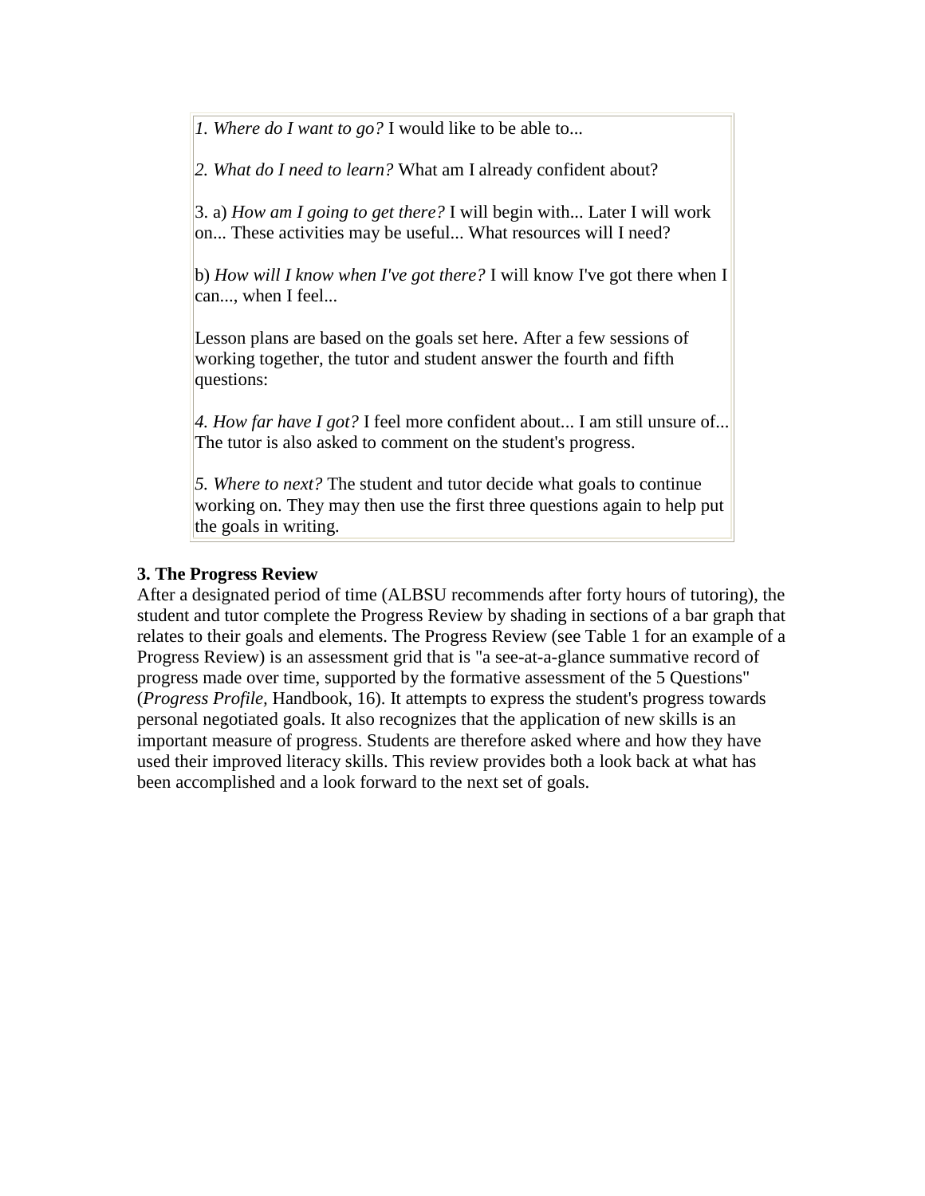> *1. Where do I want to go?* I would like to be able to...
>
> *2. What do I need to learn?* What am I already confident about?
>
> 3. a) *How am I going to get there?* I will begin with... Later I will work on... These activities may be useful... What resources will I need?
>
> b) *How will I know when I've got there?* I will know I've got there when I can..., when I feel...
>
> Lesson plans are based on the goals set here. After a few sessions of working together, the tutor and student answer the fourth and fifth questions:
>
> *4. How far have I got?* I feel more confident about... I am still unsure of... The tutor is also asked to comment on the student's progress.
>
> *5. Where to next?* The student and tutor decide what goals to continue working on. They may then use the first three questions again to help put the goals in writing.

**3. The Progress Review**

After a designated period of time (ALBSU recommends after forty hours of tutoring), the student and tutor complete the Progress Review by shading in sections of a bar graph that relates to their goals and elements. The Progress Review (see Table 1 for an example of a Progress Review) is an assessment grid that is "a see-at-a-glance summative record of progress made over time, supported by the formative assessment of the 5 Questions" (*Progress Profile*, Handbook, 16). It attempts to express the student's progress towards personal negotiated goals. It also recognizes that the application of new skills is an important measure of progress. Students are therefore asked where and how they have used their improved literacy skills. This review provides both a look back at what has been accomplished and a look forward to the next set of goals.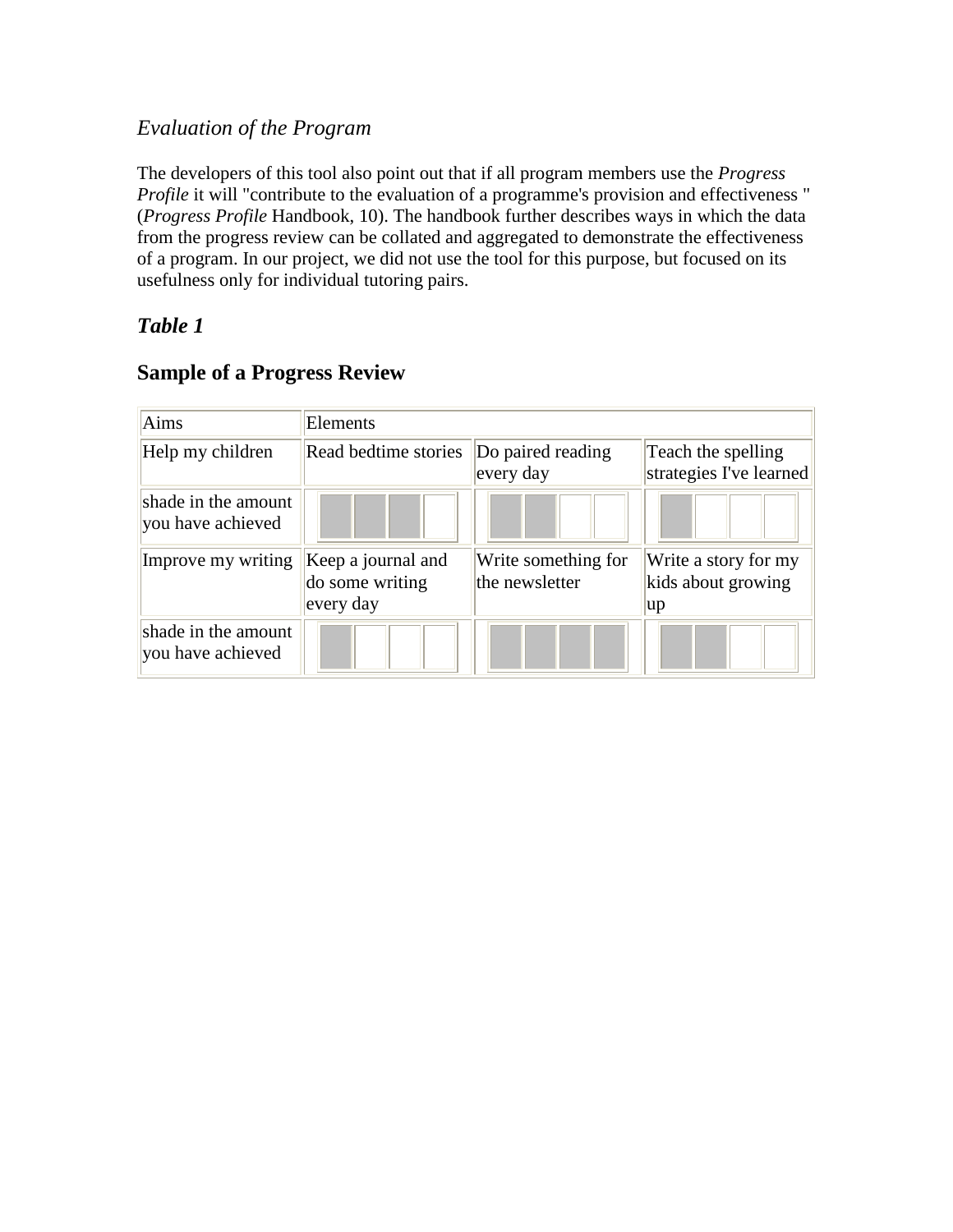*Evaluation of the Program*

The developers of this tool also point out that if all program members use the *Progress Profile* it will "contribute to the evaluation of a programme's provision and effectiveness " (*Progress Profile* Handbook, 10). The handbook further describes ways in which the data from the progress review can be collated and aggregated to demonstrate the effectiveness of a program. In our project, we did not use the tool for this purpose, but focused on its usefulness only for individual tutoring pairs.

### *Table 1*

### Sample of a Progress Review

| Aims | Elements | | |
|---|---|---|---|
| Help my children | Read bedtime stories | Do paired reading every day | Teach the spelling strategies I've learned |
| shade in the amount you have achieved | ■■■□ | ■■□□ | ■□□□ |
| Improve my writing | Keep a journal and do some writing every day | Write something for the newsletter | Write a story for my kids about growing up |
| shade in the amount you have achieved | ■□□□ | ■■■■ | ■■□□ |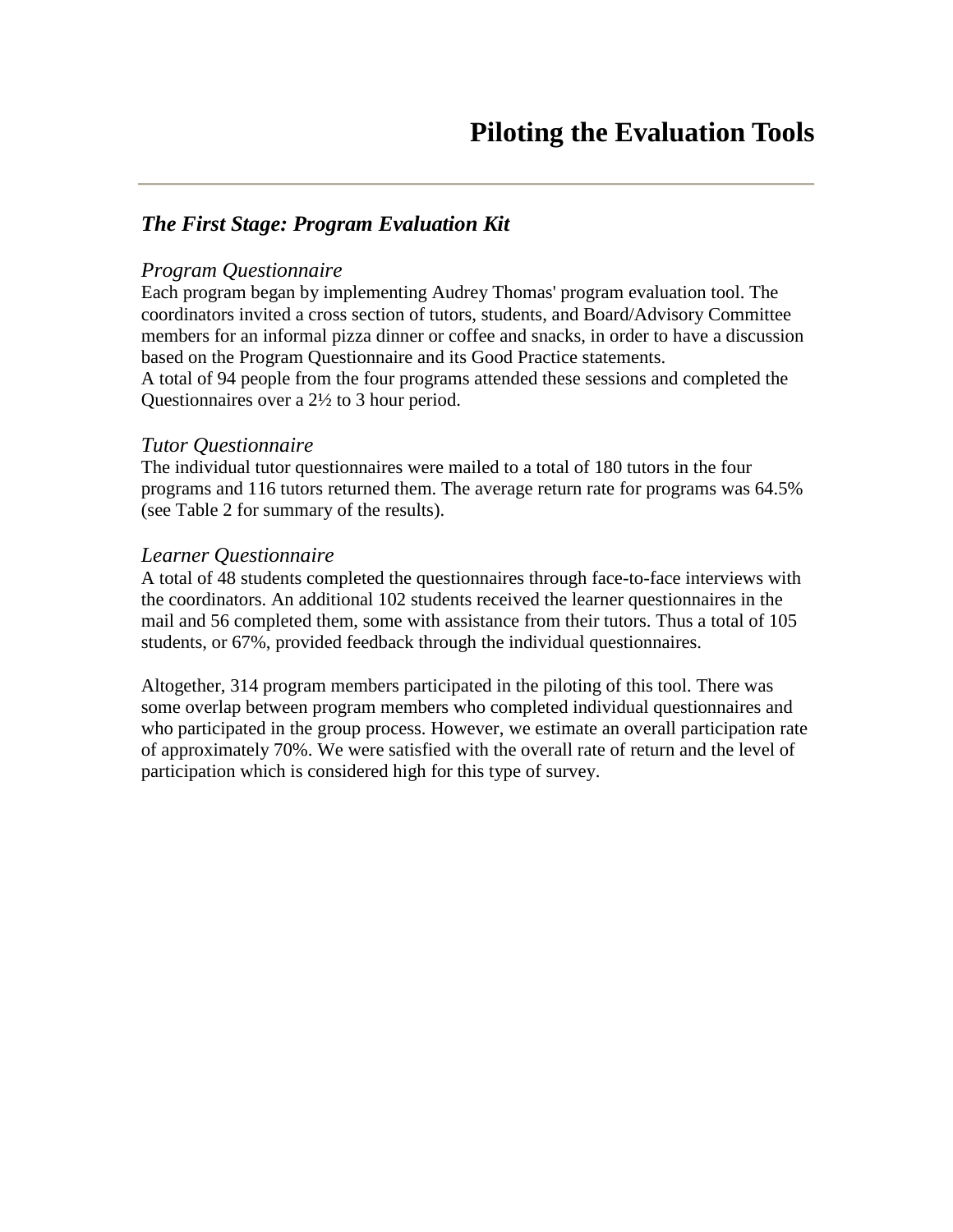# Piloting the Evaluation Tools

---

## *The First Stage: Program Evaluation Kit*

### *Program Questionnaire*

Each program began by implementing Audrey Thomas' program evaluation tool. The coordinators invited a cross section of tutors, students, and Board/Advisory Committee members for an informal pizza dinner or coffee and snacks, in order to have a discussion based on the Program Questionnaire and its Good Practice statements.
A total of 94 people from the four programs attended these sessions and completed the Questionnaires over a 2½ to 3 hour period.

### *Tutor Questionnaire*

The individual tutor questionnaires were mailed to a total of 180 tutors in the four programs and 116 tutors returned them. The average return rate for programs was 64.5% (see Table 2 for summary of the results).

### *Learner Questionnaire*

A total of 48 students completed the questionnaires through face-to-face interviews with the coordinators. An additional 102 students received the learner questionnaires in the mail and 56 completed them, some with assistance from their tutors. Thus a total of 105 students, or 67%, provided feedback through the individual questionnaires.

Altogether, 314 program members participated in the piloting of this tool. There was some overlap between program members who completed individual questionnaires and who participated in the group process. However, we estimate an overall participation rate of approximately 70%. We were satisfied with the overall rate of return and the level of participation which is considered high for this type of survey.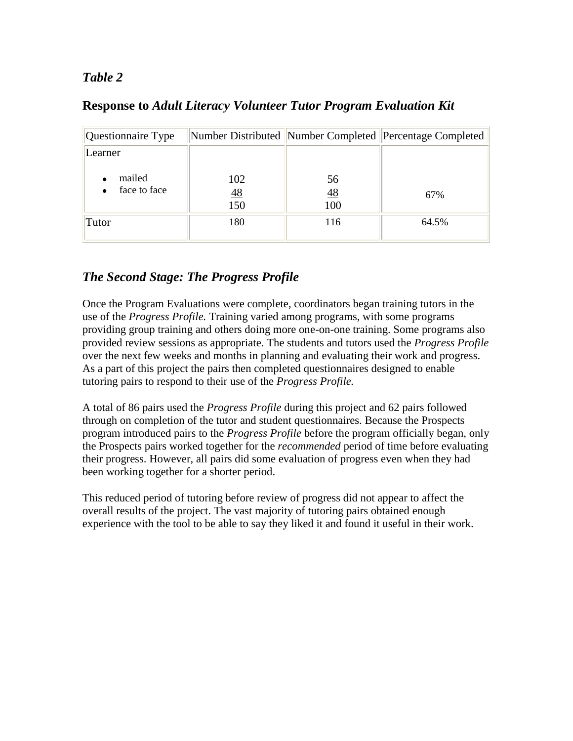*Table 2*

### Response to *Adult Literacy Volunteer Tutor Program Evaluation Kit*

| Questionnaire Type | Number Distributed | Number Completed | Percentage Completed |
|---|---|---|---|
| Learner | | | |
| • mailed | 102 | 56 | |
| • face to face | 48 | 48 | |
| | 150 | 100 | 67% |
| Tutor | 180 | 116 | 64.5% |

## *The Second Stage: The Progress Profile*

Once the Program Evaluations were complete, coordinators began training tutors in the use of the *Progress Profile.* Training varied among programs, with some programs providing group training and others doing more one-on-one training. Some programs also provided review sessions as appropriate. The students and tutors used the *Progress Profile* over the next few weeks and months in planning and evaluating their work and progress. As a part of this project the pairs then completed questionnaires designed to enable tutoring pairs to respond to their use of the *Progress Profile.*

A total of 86 pairs used the *Progress Profile* during this project and 62 pairs followed through on completion of the tutor and student questionnaires. Because the Prospects program introduced pairs to the *Progress Profile* before the program officially began, only the Prospects pairs worked together for the *recommended* period of time before evaluating their progress. However, all pairs did some evaluation of progress even when they had been working together for a shorter period.

This reduced period of tutoring before review of progress did not appear to affect the overall results of the project. The vast majority of tutoring pairs obtained enough experience with the tool to be able to say they liked it and found it useful in their work.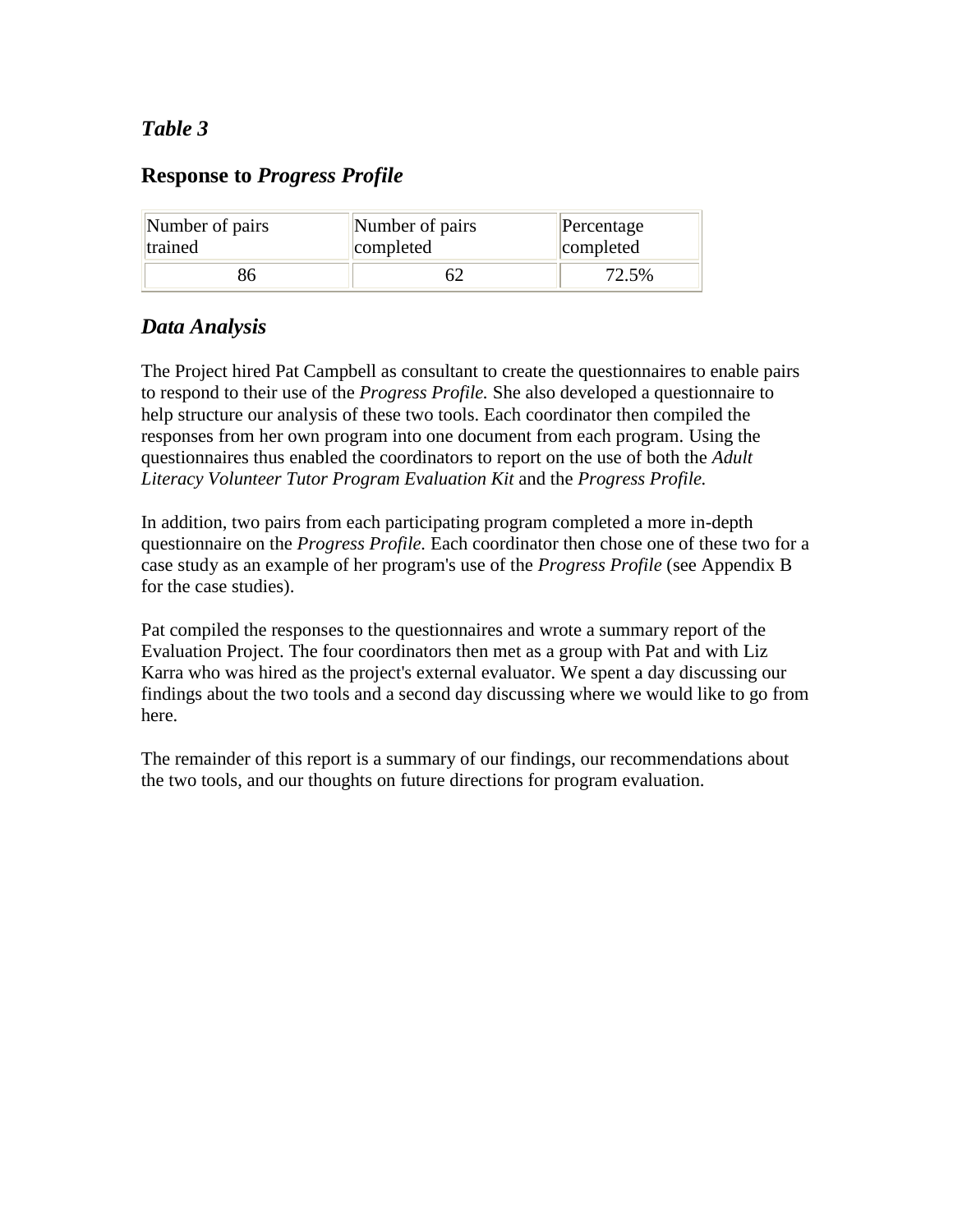### *Table 3*

### Response to *Progress Profile*

| Number of pairs trained | Number of pairs completed | Percentage completed |
|---|---|---|
| 86 | 62 | 72.5% |

## *Data Analysis*

The Project hired Pat Campbell as consultant to create the questionnaires to enable pairs to respond to their use of the *Progress Profile.* She also developed a questionnaire to help structure our analysis of these two tools. Each coordinator then compiled the responses from her own program into one document from each program. Using the questionnaires thus enabled the coordinators to report on the use of both the *Adult Literacy Volunteer Tutor Program Evaluation Kit* and the *Progress Profile.*

In addition, two pairs from each participating program completed a more in-depth questionnaire on the *Progress Profile.* Each coordinator then chose one of these two for a case study as an example of her program's use of the *Progress Profile* (see Appendix B for the case studies).

Pat compiled the responses to the questionnaires and wrote a summary report of the Evaluation Project. The four coordinators then met as a group with Pat and with Liz Karra who was hired as the project's external evaluator. We spent a day discussing our findings about the two tools and a second day discussing where we would like to go from here.

The remainder of this report is a summary of our findings, our recommendations about the two tools, and our thoughts on future directions for program evaluation.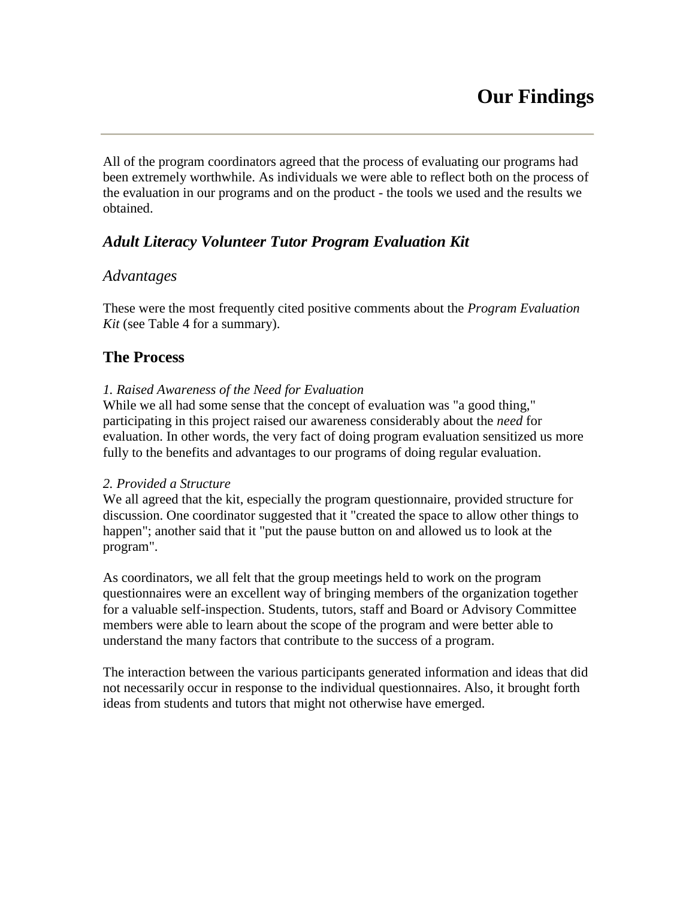# Our Findings

---

All of the program coordinators agreed that the process of evaluating our programs had been extremely worthwhile. As individuals we were able to reflect both on the process of the evaluation in our programs and on the product - the tools we used and the results we obtained.

## *Adult Literacy Volunteer Tutor Program Evaluation Kit*

### *Advantages*

These were the most frequently cited positive comments about the *Program Evaluation Kit* (see Table 4 for a summary).

### The Process

*1. Raised Awareness of the Need for Evaluation*
While we all had some sense that the concept of evaluation was "a good thing," participating in this project raised our awareness considerably about the *need* for evaluation. In other words, the very fact of doing program evaluation sensitized us more fully to the benefits and advantages to our programs of doing regular evaluation.

*2. Provided a Structure*
We all agreed that the kit, especially the program questionnaire, provided structure for discussion. One coordinator suggested that it "created the space to allow other things to happen"; another said that it "put the pause button on and allowed us to look at the program".

As coordinators, we all felt that the group meetings held to work on the program questionnaires were an excellent way of bringing members of the organization together for a valuable self-inspection. Students, tutors, staff and Board or Advisory Committee members were able to learn about the scope of the program and were better able to understand the many factors that contribute to the success of a program.

The interaction between the various participants generated information and ideas that did not necessarily occur in response to the individual questionnaires. Also, it brought forth ideas from students and tutors that might not otherwise have emerged.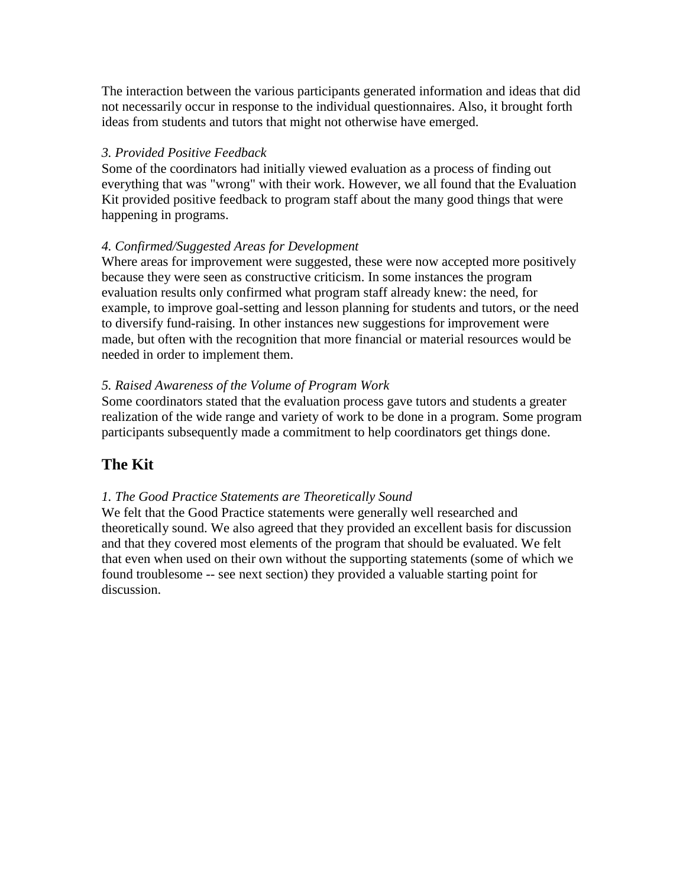The interaction between the various participants generated information and ideas that did not necessarily occur in response to the individual questionnaires. Also, it brought forth ideas from students and tutors that might not otherwise have emerged.

*3. Provided Positive Feedback*
Some of the coordinators had initially viewed evaluation as a process of finding out everything that was "wrong" with their work. However, we all found that the Evaluation Kit provided positive feedback to program staff about the many good things that were happening in programs.

*4. Confirmed/Suggested Areas for Development*
Where areas for improvement were suggested, these were now accepted more positively because they were seen as constructive criticism. In some instances the program evaluation results only confirmed what program staff already knew: the need, for example, to improve goal-setting and lesson planning for students and tutors, or the need to diversify fund-raising. In other instances new suggestions for improvement were made, but often with the recognition that more financial or material resources would be needed in order to implement them.

*5. Raised Awareness of the Volume of Program Work*
Some coordinators stated that the evaluation process gave tutors and students a greater realization of the wide range and variety of work to be done in a program. Some program participants subsequently made a commitment to help coordinators get things done.

## The Kit

*1. The Good Practice Statements are Theoretically Sound*
We felt that the Good Practice statements were generally well researched and theoretically sound. We also agreed that they provided an excellent basis for discussion and that they covered most elements of the program that should be evaluated. We felt that even when used on their own without the supporting statements (some of which we found troublesome -- see next section) they provided a valuable starting point for discussion.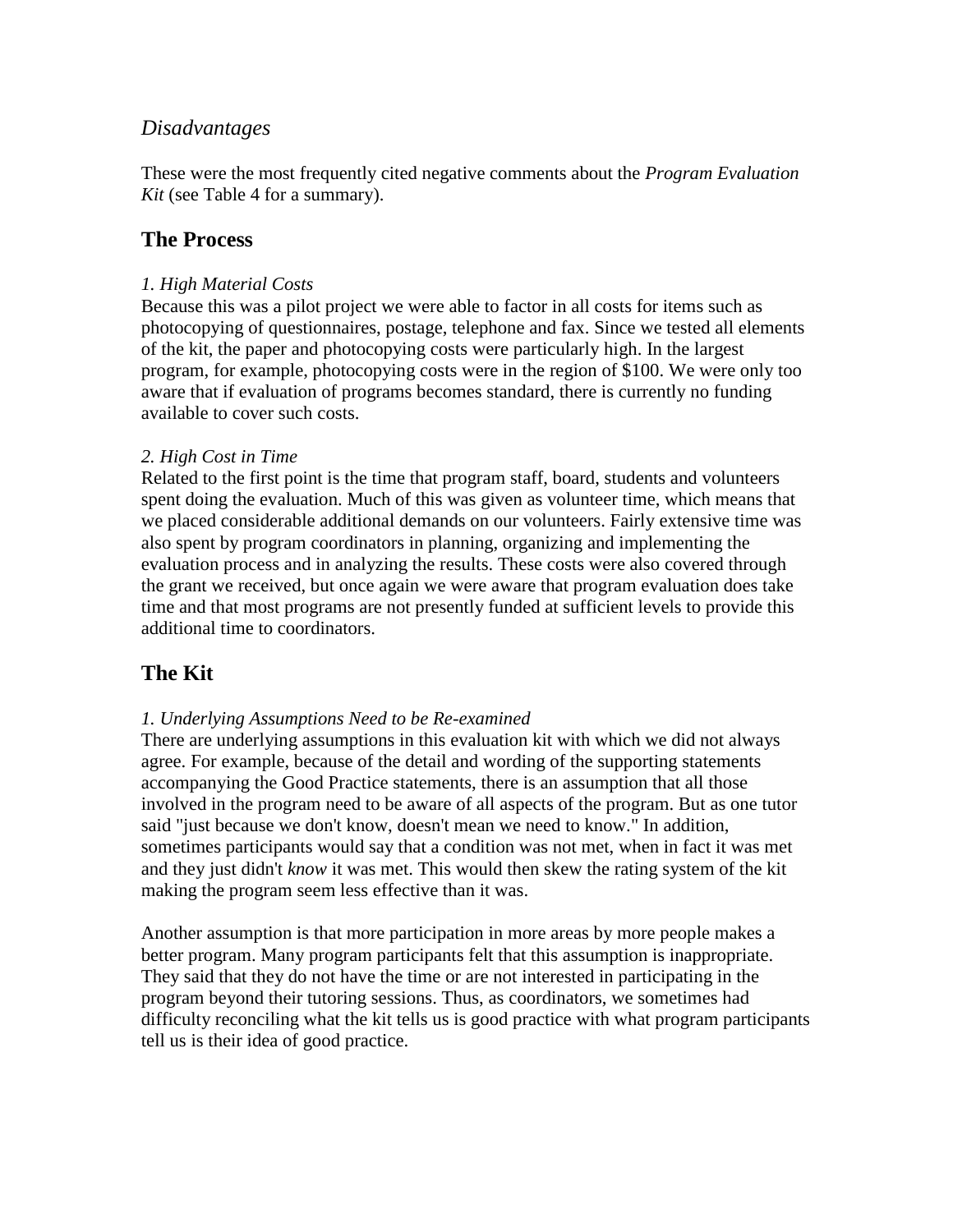### *Disadvantages*

These were the most frequently cited negative comments about the *Program Evaluation Kit* (see Table 4 for a summary).

## The Process

*1. High Material Costs*
Because this was a pilot project we were able to factor in all costs for items such as photocopying of questionnaires, postage, telephone and fax. Since we tested all elements of the kit, the paper and photocopying costs were particularly high. In the largest program, for example, photocopying costs were in the region of $100. We were only too aware that if evaluation of programs becomes standard, there is currently no funding available to cover such costs.

*2. High Cost in Time*
Related to the first point is the time that program staff, board, students and volunteers spent doing the evaluation. Much of this was given as volunteer time, which means that we placed considerable additional demands on our volunteers. Fairly extensive time was also spent by program coordinators in planning, organizing and implementing the evaluation process and in analyzing the results. These costs were also covered through the grant we received, but once again we were aware that program evaluation does take time and that most programs are not presently funded at sufficient levels to provide this additional time to coordinators.

## The Kit

*1. Underlying Assumptions Need to be Re-examined*
There are underlying assumptions in this evaluation kit with which we did not always agree. For example, because of the detail and wording of the supporting statements accompanying the Good Practice statements, there is an assumption that all those involved in the program need to be aware of all aspects of the program. But as one tutor said "just because we don't know, doesn't mean we need to know." In addition, sometimes participants would say that a condition was not met, when in fact it was met and they just didn't *know* it was met. This would then skew the rating system of the kit making the program seem less effective than it was.

Another assumption is that more participation in more areas by more people makes a better program. Many program participants felt that this assumption is inappropriate. They said that they do not have the time or are not interested in participating in the program beyond their tutoring sessions. Thus, as coordinators, we sometimes had difficulty reconciling what the kit tells us is good practice with what program participants tell us is their idea of good practice.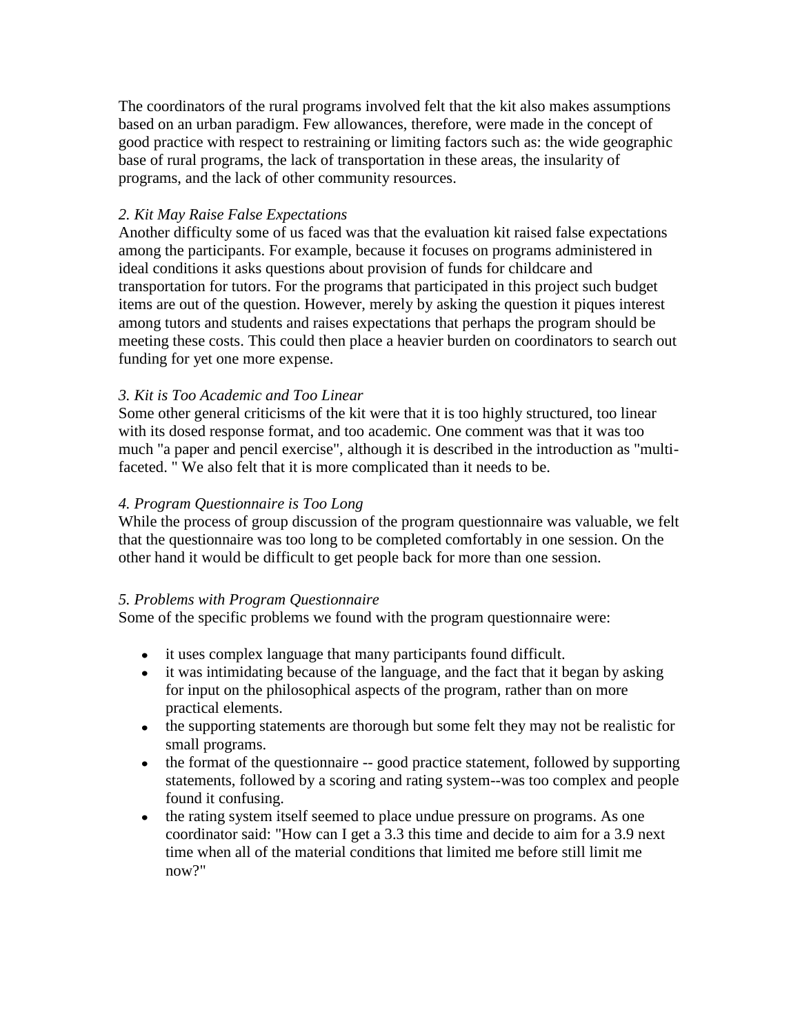The coordinators of the rural programs involved felt that the kit also makes assumptions based on an urban paradigm. Few allowances, therefore, were made in the concept of good practice with respect to restraining or limiting factors such as: the wide geographic base of rural programs, the lack of transportation in these areas, the insularity of programs, and the lack of other community resources.

*2. Kit May Raise False Expectations*

Another difficulty some of us faced was that the evaluation kit raised false expectations among the participants. For example, because it focuses on programs administered in ideal conditions it asks questions about provision of funds for childcare and transportation for tutors. For the programs that participated in this project such budget items are out of the question. However, merely by asking the question it piques interest among tutors and students and raises expectations that perhaps the program should be meeting these costs. This could then place a heavier burden on coordinators to search out funding for yet one more expense.

*3. Kit is Too Academic and Too Linear*

Some other general criticisms of the kit were that it is too highly structured, too linear with its dosed response format, and too academic. One comment was that it was too much "a paper and pencil exercise", although it is described in the introduction as "multi-faceted. " We also felt that it is more complicated than it needs to be.

*4. Program Questionnaire is Too Long*

While the process of group discussion of the program questionnaire was valuable, we felt that the questionnaire was too long to be completed comfortably in one session. On the other hand it would be difficult to get people back for more than one session.

*5. Problems with Program Questionnaire*

Some of the specific problems we found with the program questionnaire were:

- it uses complex language that many participants found difficult.
- it was intimidating because of the language, and the fact that it began by asking for input on the philosophical aspects of the program, rather than on more practical elements.
- the supporting statements are thorough but some felt they may not be realistic for small programs.
- the format of the questionnaire -- good practice statement, followed by supporting statements, followed by a scoring and rating system--was too complex and people found it confusing.
- the rating system itself seemed to place undue pressure on programs. As one coordinator said: "How can I get a 3.3 this time and decide to aim for a 3.9 next time when all of the material conditions that limited me before still limit me now?"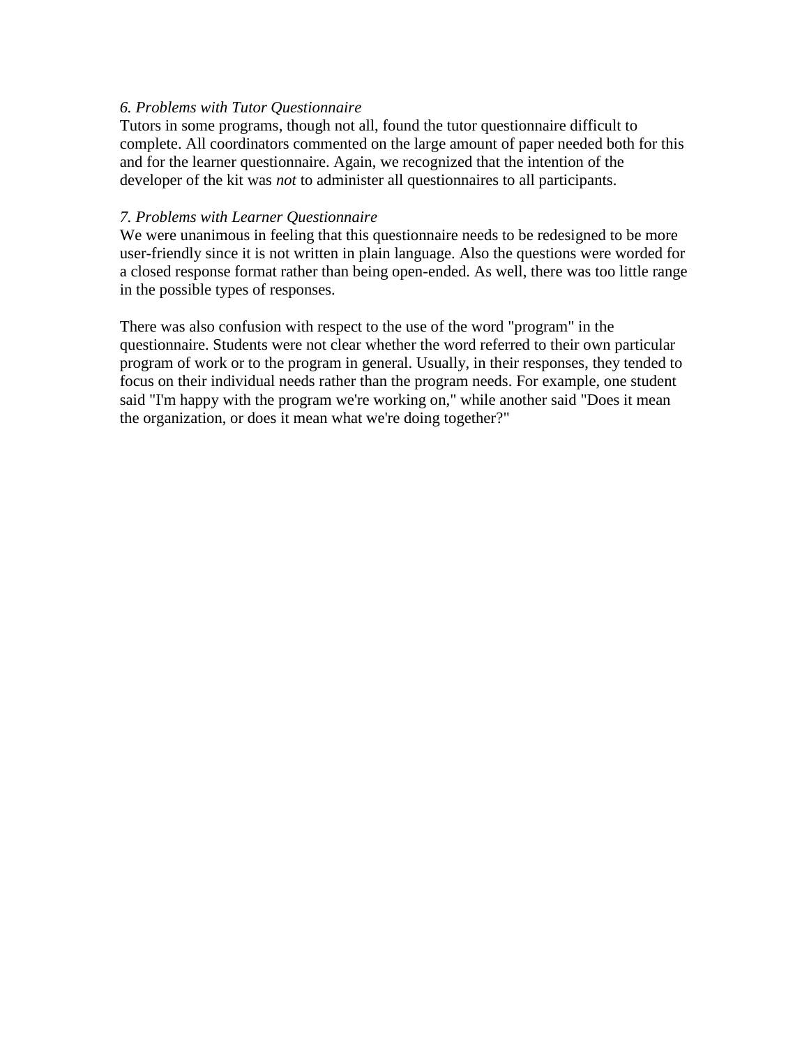*6. Problems with Tutor Questionnaire*

Tutors in some programs, though not all, found the tutor questionnaire difficult to complete. All coordinators commented on the large amount of paper needed both for this and for the learner questionnaire. Again, we recognized that the intention of the developer of the kit was *not* to administer all questionnaires to all participants.

*7. Problems with Learner Questionnaire*

We were unanimous in feeling that this questionnaire needs to be redesigned to be more user-friendly since it is not written in plain language. Also the questions were worded for a closed response format rather than being open-ended. As well, there was too little range in the possible types of responses.

There was also confusion with respect to the use of the word "program" in the questionnaire. Students were not clear whether the word referred to their own particular program of work or to the program in general. Usually, in their responses, they tended to focus on their individual needs rather than the program needs. For example, one student said "I'm happy with the program we're working on," while another said "Does it mean the organization, or does it mean what we're doing together?"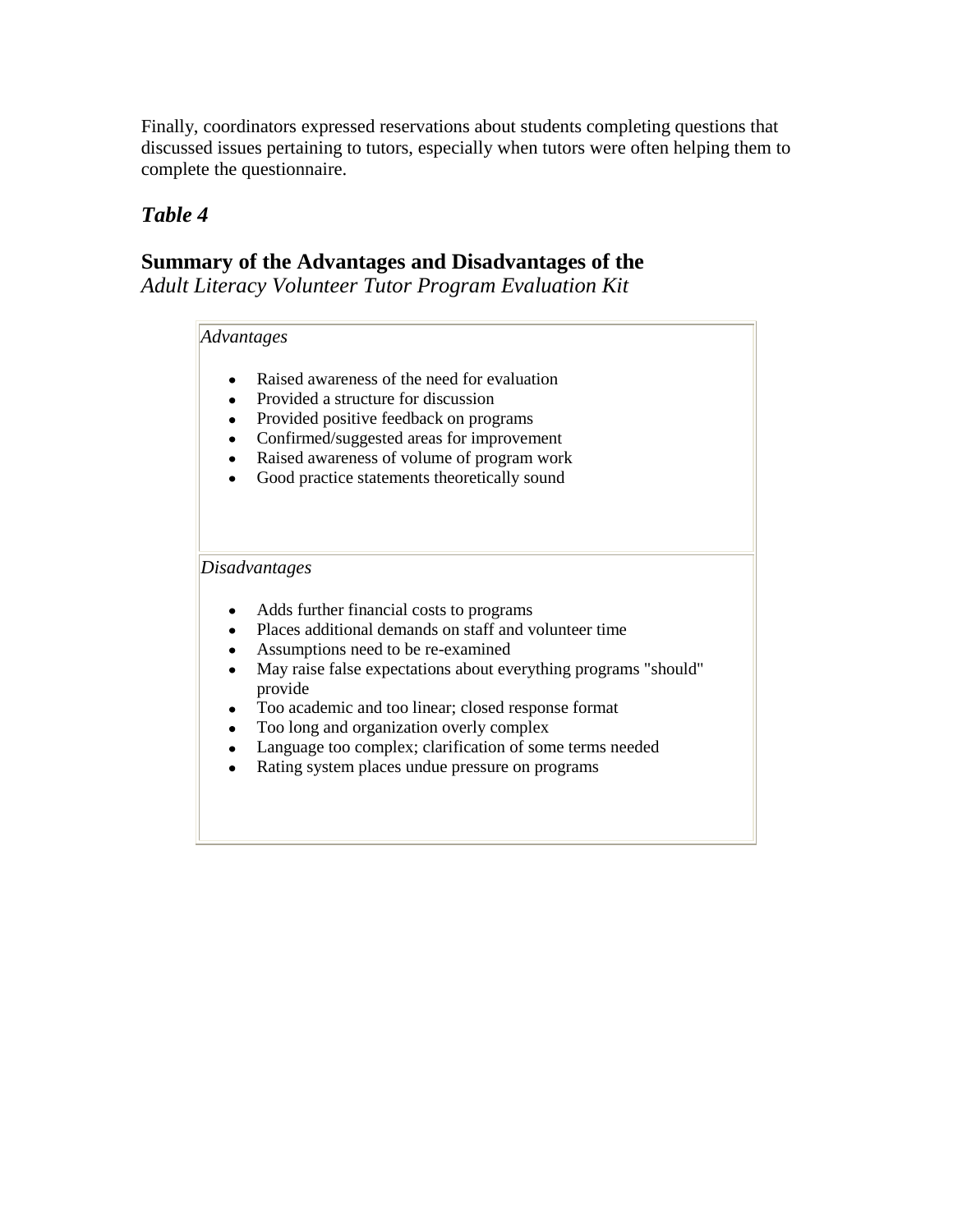Finally, coordinators expressed reservations about students completing questions that discussed issues pertaining to tutors, especially when tutors were often helping them to complete the questionnaire.

### *Table 4*

**Summary of the Advantages and Disadvantages of the**
*Adult Literacy Volunteer Tutor Program Evaluation Kit*

| |
|---|
| *Advantages*<br><br>• Raised awareness of the need for evaluation<br>• Provided a structure for discussion<br>• Provided positive feedback on programs<br>• Confirmed/suggested areas for improvement<br>• Raised awareness of volume of program work<br>• Good practice statements theoretically sound |
| *Disadvantages*<br><br>• Adds further financial costs to programs<br>• Places additional demands on staff and volunteer time<br>• Assumptions need to be re-examined<br>• May raise false expectations about everything programs "should" provide<br>• Too academic and too linear; closed response format<br>• Too long and organization overly complex<br>• Language too complex; clarification of some terms needed<br>• Rating system places undue pressure on programs |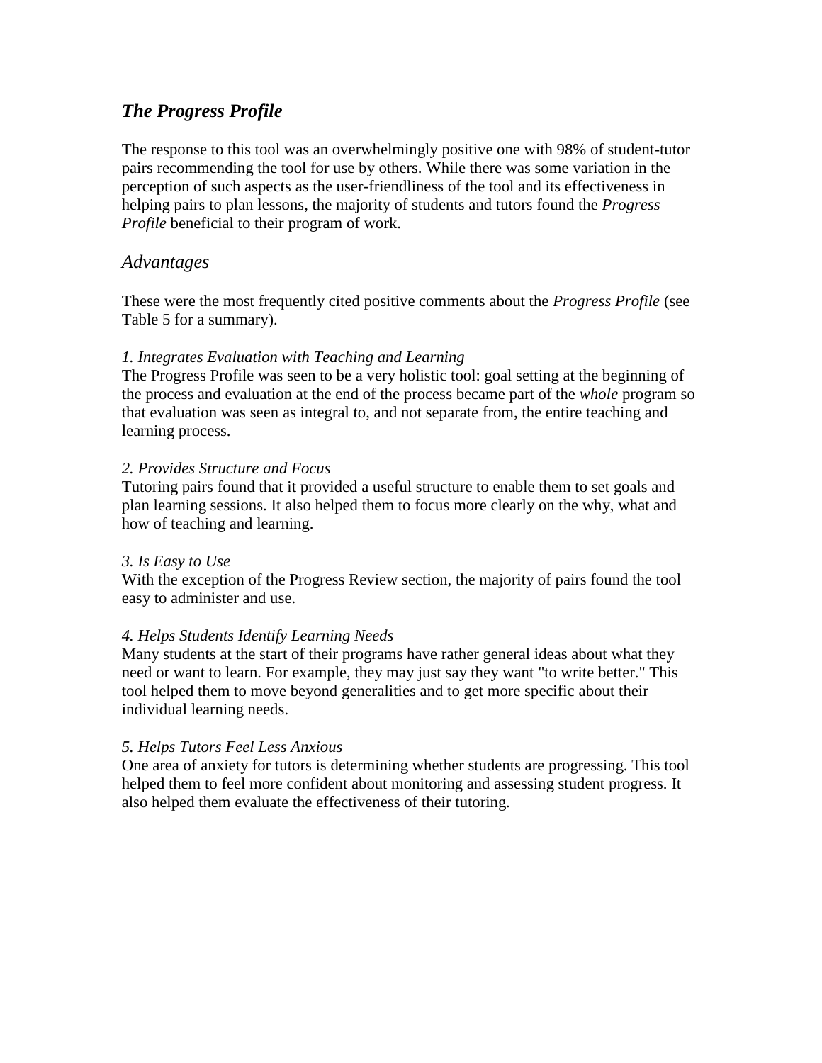## ***The Progress Profile***

The response to this tool was an overwhelmingly positive one with 98% of student-tutor pairs recommending the tool for use by others. While there was some variation in the perception of such aspects as the user-friendliness of the tool and its effectiveness in helping pairs to plan lessons, the majority of students and tutors found the *Progress Profile* beneficial to their program of work.

### *Advantages*

These were the most frequently cited positive comments about the *Progress Profile* (see Table 5 for a summary).

*1. Integrates Evaluation with Teaching and Learning*
The Progress Profile was seen to be a very holistic tool: goal setting at the beginning of the process and evaluation at the end of the process became part of the *whole* program so that evaluation was seen as integral to, and not separate from, the entire teaching and learning process.

*2. Provides Structure and Focus*
Tutoring pairs found that it provided a useful structure to enable them to set goals and plan learning sessions. It also helped them to focus more clearly on the why, what and how of teaching and learning.

*3. Is Easy to Use*
With the exception of the Progress Review section, the majority of pairs found the tool easy to administer and use.

*4. Helps Students Identify Learning Needs*
Many students at the start of their programs have rather general ideas about what they need or want to learn. For example, they may just say they want "to write better." This tool helped them to move beyond generalities and to get more specific about their individual learning needs.

*5. Helps Tutors Feel Less Anxious*
One area of anxiety for tutors is determining whether students are progressing. This tool helped them to feel more confident about monitoring and assessing student progress. It also helped them evaluate the effectiveness of their tutoring.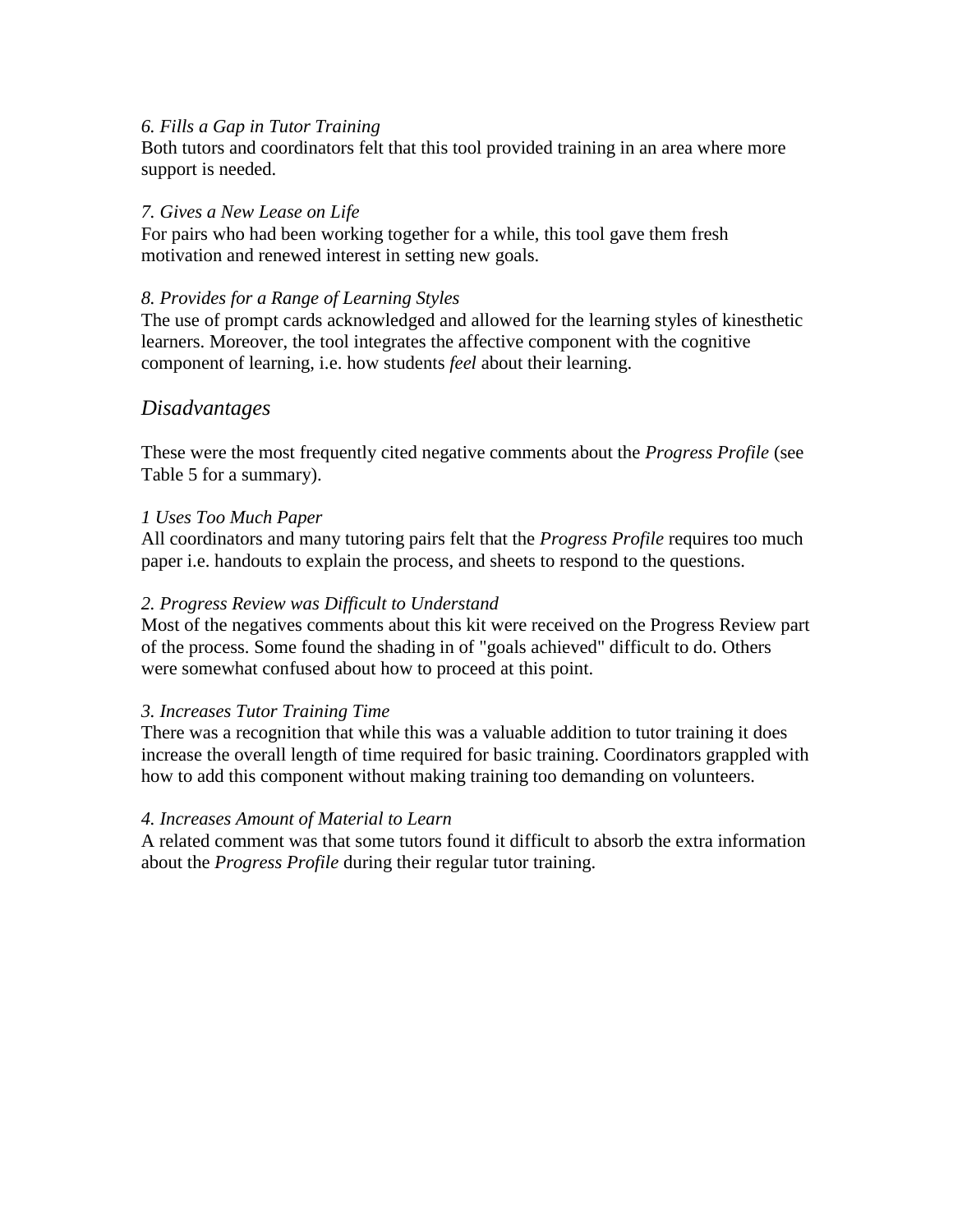*6. Fills a Gap in Tutor Training*
Both tutors and coordinators felt that this tool provided training in an area where more support is needed.

*7. Gives a New Lease on Life*
For pairs who had been working together for a while, this tool gave them fresh motivation and renewed interest in setting new goals.

*8. Provides for a Range of Learning Styles*
The use of prompt cards acknowledged and allowed for the learning styles of kinesthetic learners. Moreover, the tool integrates the affective component with the cognitive component of learning, i.e. how students *feel* about their learning.

## *Disadvantages*

These were the most frequently cited negative comments about the *Progress Profile* (see Table 5 for a summary).

*1 Uses Too Much Paper*
All coordinators and many tutoring pairs felt that the *Progress Profile* requires too much paper i.e. handouts to explain the process, and sheets to respond to the questions.

*2. Progress Review was Difficult to Understand*
Most of the negatives comments about this kit were received on the Progress Review part of the process. Some found the shading in of "goals achieved" difficult to do. Others were somewhat confused about how to proceed at this point.

*3. Increases Tutor Training Time*
There was a recognition that while this was a valuable addition to tutor training it does increase the overall length of time required for basic training. Coordinators grappled with how to add this component without making training too demanding on volunteers.

*4. Increases Amount of Material to Learn*
A related comment was that some tutors found it difficult to absorb the extra information about the *Progress Profile* during their regular tutor training.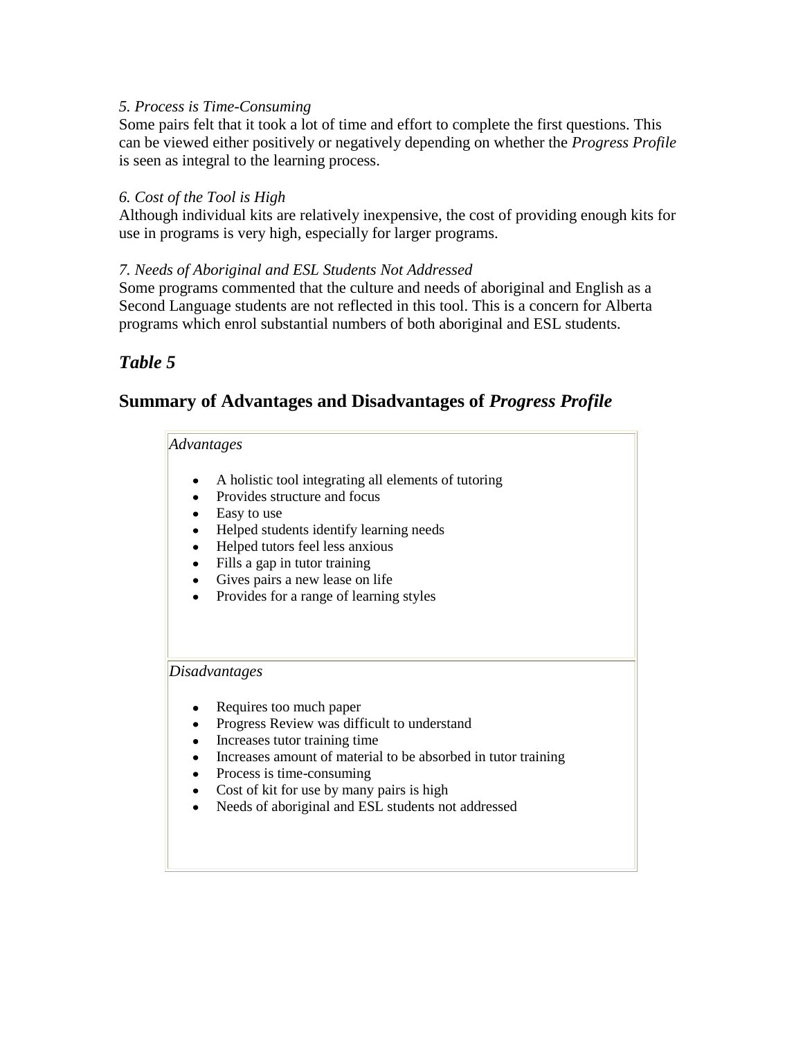*5. Process is Time-Consuming*
Some pairs felt that it took a lot of time and effort to complete the first questions. This can be viewed either positively or negatively depending on whether the *Progress Profile* is seen as integral to the learning process.

*6. Cost of the Tool is High*
Although individual kits are relatively inexpensive, the cost of providing enough kits for use in programs is very high, especially for larger programs.

*7. Needs of Aboriginal and ESL Students Not Addressed*
Some programs commented that the culture and needs of aboriginal and English as a Second Language students are not reflected in this tool. This is a concern for Alberta programs which enrol substantial numbers of both aboriginal and ESL students.

## *Table 5*

## Summary of Advantages and Disadvantages of *Progress Profile*

| *Advantages* |
|---|
| • A holistic tool integrating all elements of tutoring<br>• Provides structure and focus<br>• Easy to use<br>• Helped students identify learning needs<br>• Helped tutors feel less anxious<br>• Fills a gap in tutor training<br>• Gives pairs a new lease on life<br>• Provides for a range of learning styles |
| *Disadvantages* |
| • Requires too much paper<br>• Progress Review was difficult to understand<br>• Increases tutor training time<br>• Increases amount of material to be absorbed in tutor training<br>• Process is time-consuming<br>• Cost of kit for use by many pairs is high<br>• Needs of aboriginal and ESL students not addressed |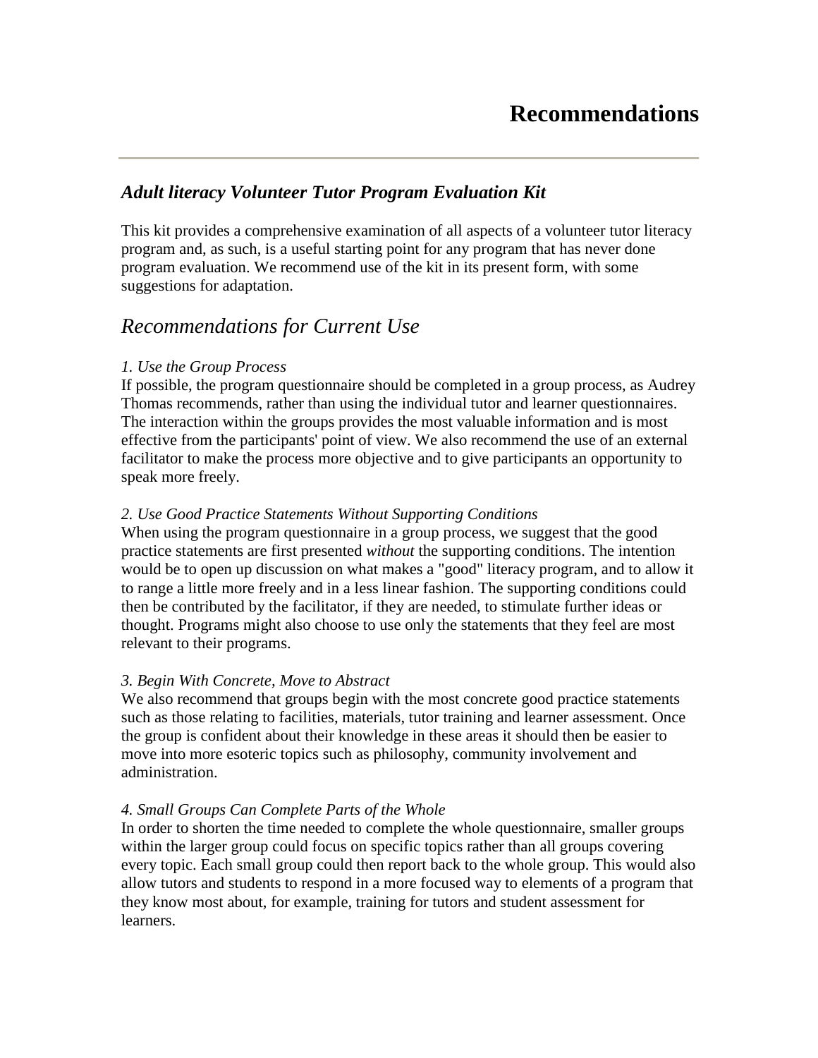# Recommendations

---

## *Adult literacy Volunteer Tutor Program Evaluation Kit*

This kit provides a comprehensive examination of all aspects of a volunteer tutor literacy program and, as such, is a useful starting point for any program that has never done program evaluation. We recommend use of the kit in its present form, with some suggestions for adaptation.

## *Recommendations for Current Use*

*1. Use the Group Process*
If possible, the program questionnaire should be completed in a group process, as Audrey Thomas recommends, rather than using the individual tutor and learner questionnaires. The interaction within the groups provides the most valuable information and is most effective from the participants' point of view. We also recommend the use of an external facilitator to make the process more objective and to give participants an opportunity to speak more freely.

*2. Use Good Practice Statements Without Supporting Conditions*
When using the program questionnaire in a group process, we suggest that the good practice statements are first presented *without* the supporting conditions. The intention would be to open up discussion on what makes a "good" literacy program, and to allow it to range a little more freely and in a less linear fashion. The supporting conditions could then be contributed by the facilitator, if they are needed, to stimulate further ideas or thought. Programs might also choose to use only the statements that they feel are most relevant to their programs.

*3. Begin With Concrete, Move to Abstract*
We also recommend that groups begin with the most concrete good practice statements such as those relating to facilities, materials, tutor training and learner assessment. Once the group is confident about their knowledge in these areas it should then be easier to move into more esoteric topics such as philosophy, community involvement and administration.

*4. Small Groups Can Complete Parts of the Whole*
In order to shorten the time needed to complete the whole questionnaire, smaller groups within the larger group could focus on specific topics rather than all groups covering every topic. Each small group could then report back to the whole group. This would also allow tutors and students to respond in a more focused way to elements of a program that they know most about, for example, training for tutors and student assessment for learners.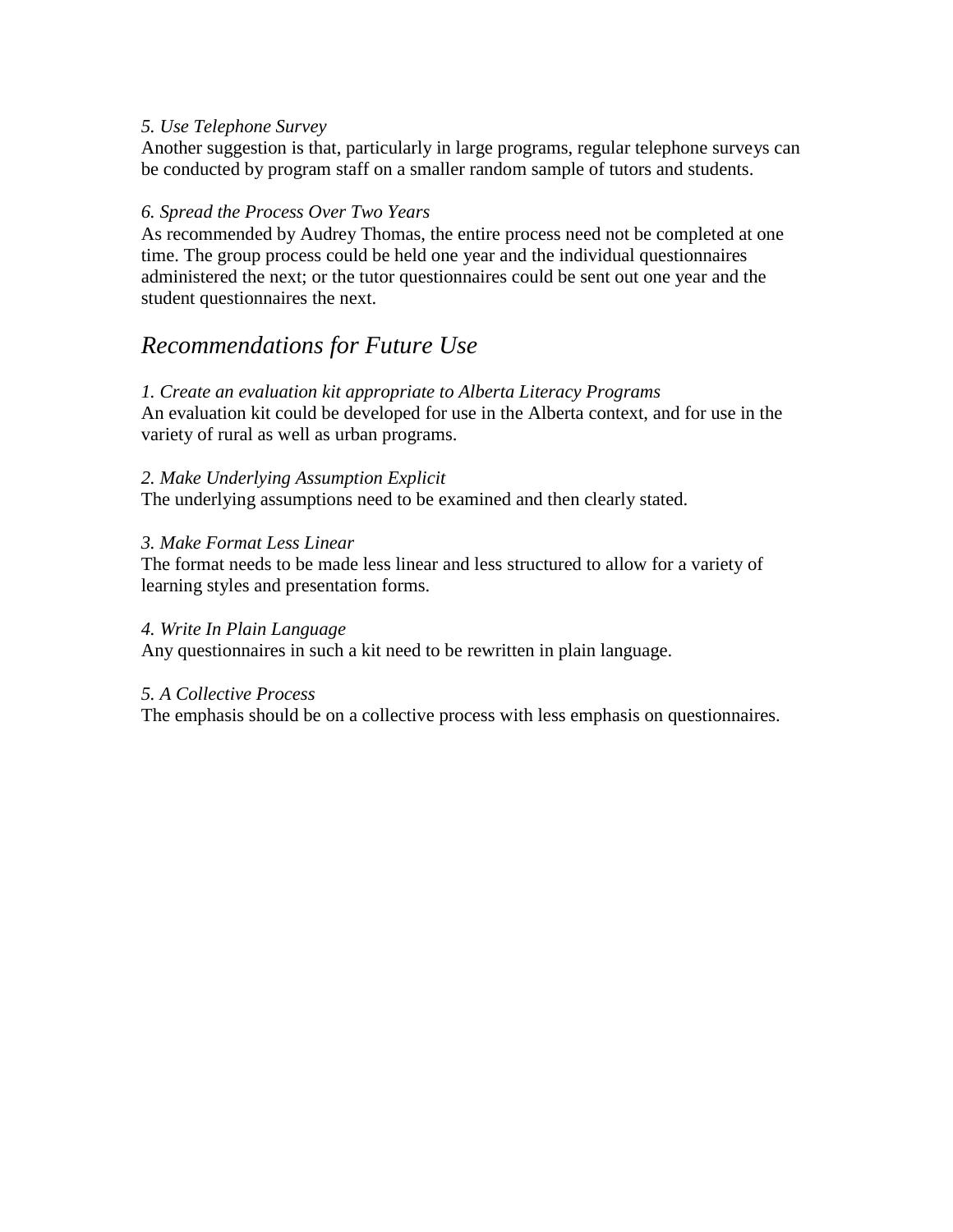*5. Use Telephone Survey*
Another suggestion is that, particularly in large programs, regular telephone surveys can be conducted by program staff on a smaller random sample of tutors and students.

*6. Spread the Process Over Two Years*
As recommended by Audrey Thomas, the entire process need not be completed at one time. The group process could be held one year and the individual questionnaires administered the next; or the tutor questionnaires could be sent out one year and the student questionnaires the next.

## *Recommendations for Future Use*

*1. Create an evaluation kit appropriate to Alberta Literacy Programs*
An evaluation kit could be developed for use in the Alberta context, and for use in the variety of rural as well as urban programs.

*2. Make Underlying Assumption Explicit*
The underlying assumptions need to be examined and then clearly stated.

*3. Make Format Less Linear*
The format needs to be made less linear and less structured to allow for a variety of learning styles and presentation forms.

*4. Write In Plain Language*
Any questionnaires in such a kit need to be rewritten in plain language.

*5. A Collective Process*
The emphasis should be on a collective process with less emphasis on questionnaires.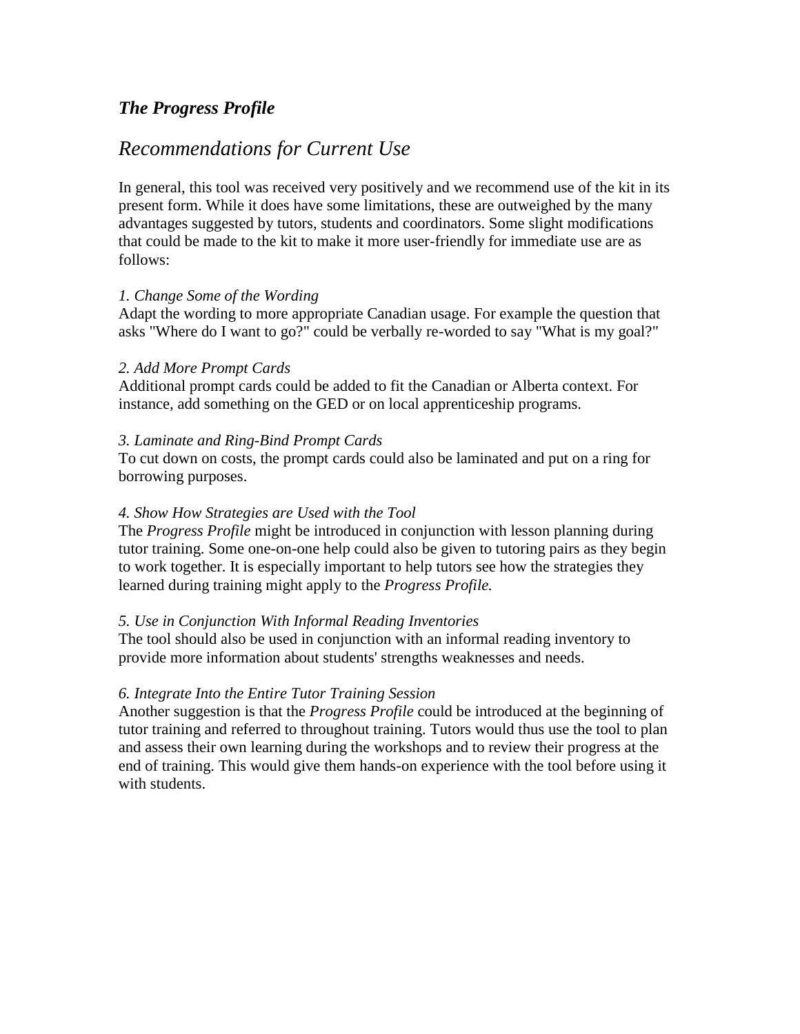## *The Progress Profile*

## *Recommendations for Current Use*

In general, this tool was received very positively and we recommend use of the kit in its present form. While it does have some limitations, these are outweighed by the many advantages suggested by tutors, students and coordinators. Some slight modifications that could be made to the kit to make it more user-friendly for immediate use are as follows:

*1. Change Some of the Wording*
Adapt the wording to more appropriate Canadian usage. For example the question that asks "Where do I want to go?" could be verbally re-worded to say "What is my goal?"

*2. Add More Prompt Cards*
Additional prompt cards could be added to fit the Canadian or Alberta context. For instance, add something on the GED or on local apprenticeship programs.

*3. Laminate and Ring-Bind Prompt Cards*
To cut down on costs, the prompt cards could also be laminated and put on a ring for borrowing purposes.

*4. Show How Strategies are Used with the Tool*
The *Progress Profile* might be introduced in conjunction with lesson planning during tutor training. Some one-on-one help could also be given to tutoring pairs as they begin to work together. It is especially important to help tutors see how the strategies they learned during training might apply to the *Progress Profile.*

*5. Use in Conjunction With Informal Reading Inventories*
The tool should also be used in conjunction with an informal reading inventory to provide more information about students' strengths weaknesses and needs.

*6. Integrate Into the Entire Tutor Training Session*
Another suggestion is that the *Progress Profile* could be introduced at the beginning of tutor training and referred to throughout training. Tutors would thus use the tool to plan and assess their own learning during the workshops and to review their progress at the end of training. This would give them hands-on experience with the tool before using it with students.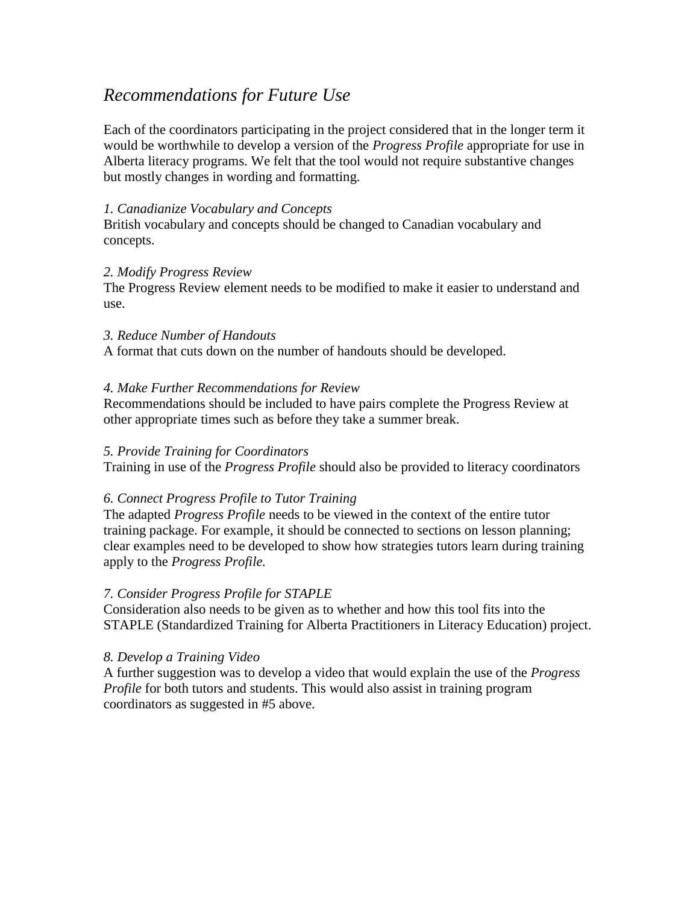## *Recommendations for Future Use*

Each of the coordinators participating in the project considered that in the longer term it would be worthwhile to develop a version of the *Progress Profile* appropriate for use in Alberta literacy programs. We felt that the tool would not require substantive changes but mostly changes in wording and formatting.

*1. Canadianize Vocabulary and Concepts*
British vocabulary and concepts should be changed to Canadian vocabulary and concepts.

*2. Modify Progress Review*
The Progress Review element needs to be modified to make it easier to understand and use.

*3. Reduce Number of Handouts*
A format that cuts down on the number of handouts should be developed.

*4. Make Further Recommendations for Review*
Recommendations should be included to have pairs complete the Progress Review at other appropriate times such as before they take a summer break.

*5. Provide Training for Coordinators*
Training in use of the *Progress Profile* should also be provided to literacy coordinators

*6. Connect Progress Profile to Tutor Training*
The adapted *Progress Profile* needs to be viewed in the context of the entire tutor training package. For example, it should be connected to sections on lesson planning; clear examples need to be developed to show how strategies tutors learn during training apply to the *Progress Profile.*

*7. Consider Progress Profile for STAPLE*
Consideration also needs to be given as to whether and how this tool fits into the STAPLE (Standardized Training for Alberta Practitioners in Literacy Education) project.

*8. Develop a Training Video*
A further suggestion was to develop a video that would explain the use of the *Progress Profile* for both tutors and students. This would also assist in training program coordinators as suggested in #5 above.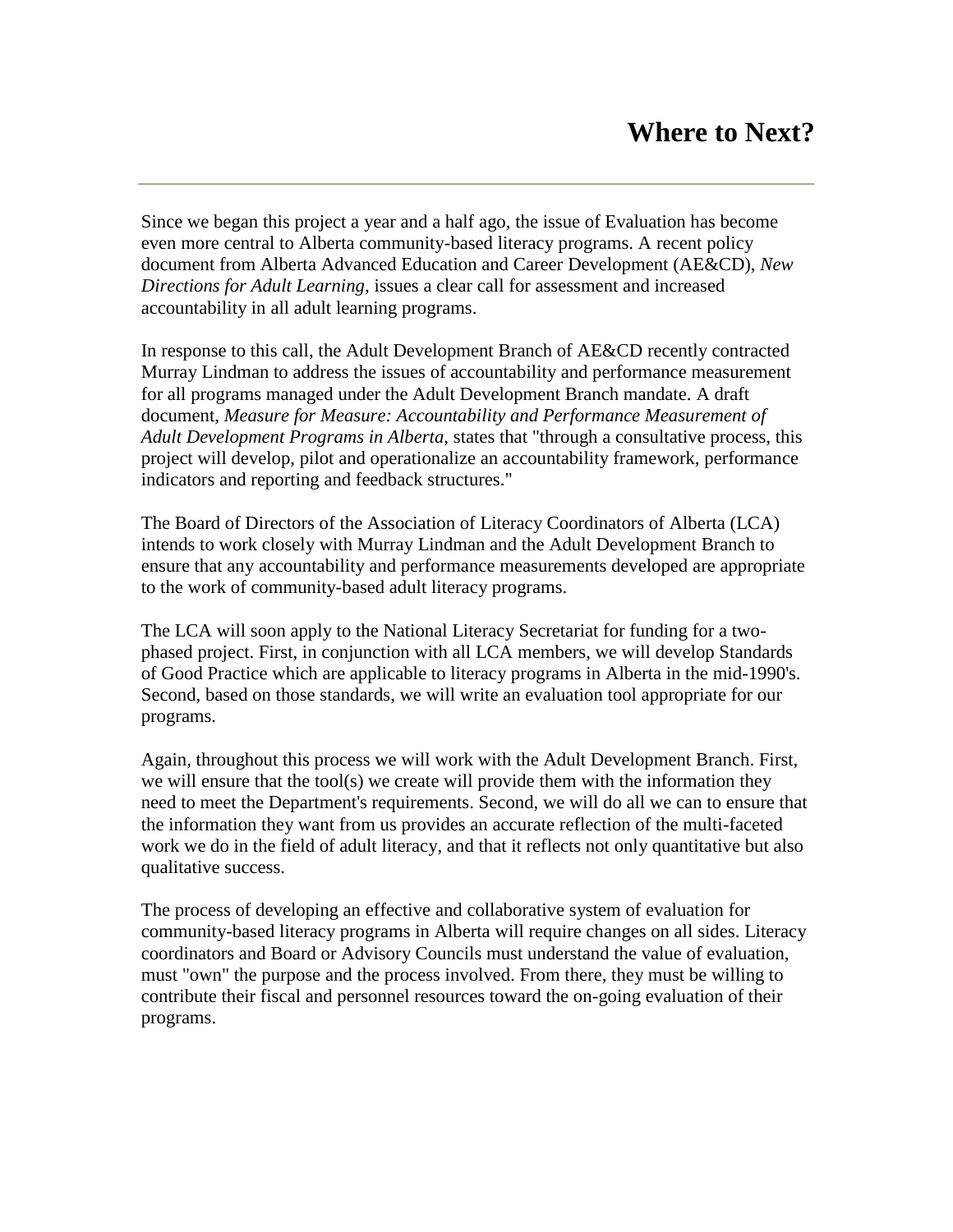# Where to Next?

---

Since we began this project a year and a half ago, the issue of Evaluation has become even more central to Alberta community-based literacy programs. A recent policy document from Alberta Advanced Education and Career Development (AE&CD), *New Directions for Adult Learning,* issues a clear call for assessment and increased accountability in all adult learning programs.

In response to this call, the Adult Development Branch of AE&CD recently contracted Murray Lindman to address the issues of accountability and performance measurement for all programs managed under the Adult Development Branch mandate. A draft document, *Measure for Measure: Accountability and Performance Measurement of Adult Development Programs in Alberta,* states that "through a consultative process, this project will develop, pilot and operationalize an accountability framework, performance indicators and reporting and feedback structures."

The Board of Directors of the Association of Literacy Coordinators of Alberta (LCA) intends to work closely with Murray Lindman and the Adult Development Branch to ensure that any accountability and performance measurements developed are appropriate to the work of community-based adult literacy programs.

The LCA will soon apply to the National Literacy Secretariat for funding for a two-phased project. First, in conjunction with all LCA members, we will develop Standards of Good Practice which are applicable to literacy programs in Alberta in the mid-1990's. Second, based on those standards, we will write an evaluation tool appropriate for our programs.

Again, throughout this process we will work with the Adult Development Branch. First, we will ensure that the tool(s) we create will provide them with the information they need to meet the Department's requirements. Second, we will do all we can to ensure that the information they want from us provides an accurate reflection of the multi-faceted work we do in the field of adult literacy, and that it reflects not only quantitative but also qualitative success.

The process of developing an effective and collaborative system of evaluation for community-based literacy programs in Alberta will require changes on all sides. Literacy coordinators and Board or Advisory Councils must understand the value of evaluation, must "own" the purpose and the process involved. From there, they must be willing to contribute their fiscal and personnel resources toward the on-going evaluation of their programs.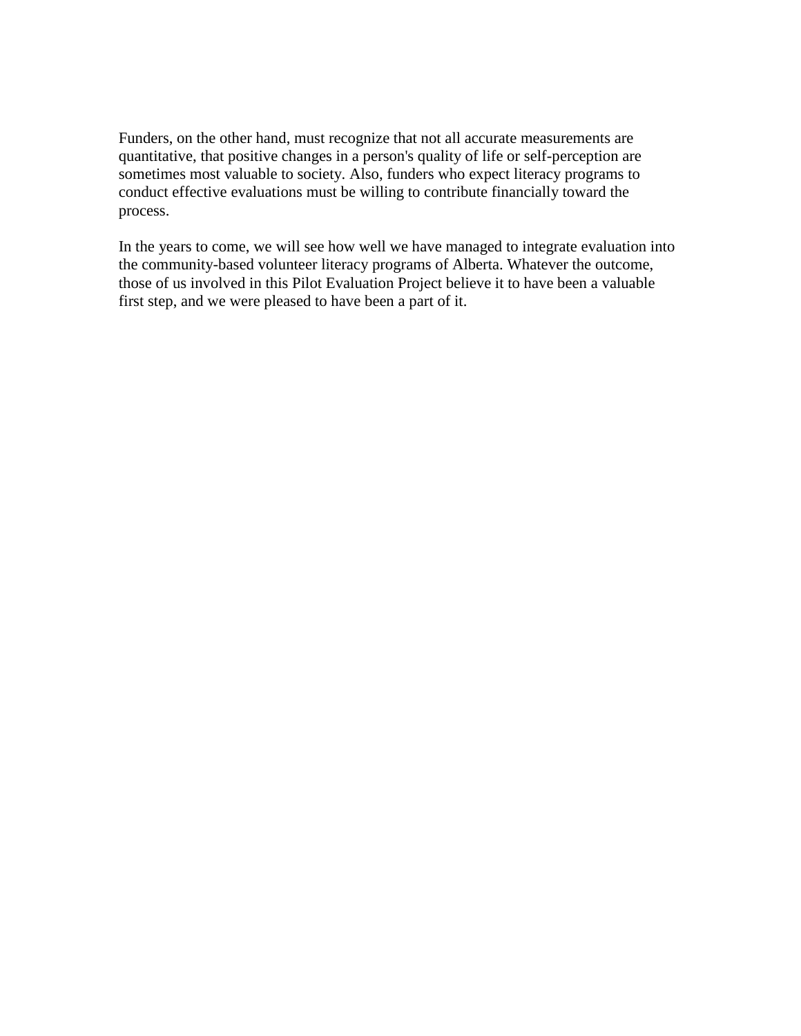Funders, on the other hand, must recognize that not all accurate measurements are quantitative, that positive changes in a person's quality of life or self-perception are sometimes most valuable to society. Also, funders who expect literacy programs to conduct effective evaluations must be willing to contribute financially toward the process.

In the years to come, we will see how well we have managed to integrate evaluation into the community-based volunteer literacy programs of Alberta. Whatever the outcome, those of us involved in this Pilot Evaluation Project believe it to have been a valuable first step, and we were pleased to have been a part of it.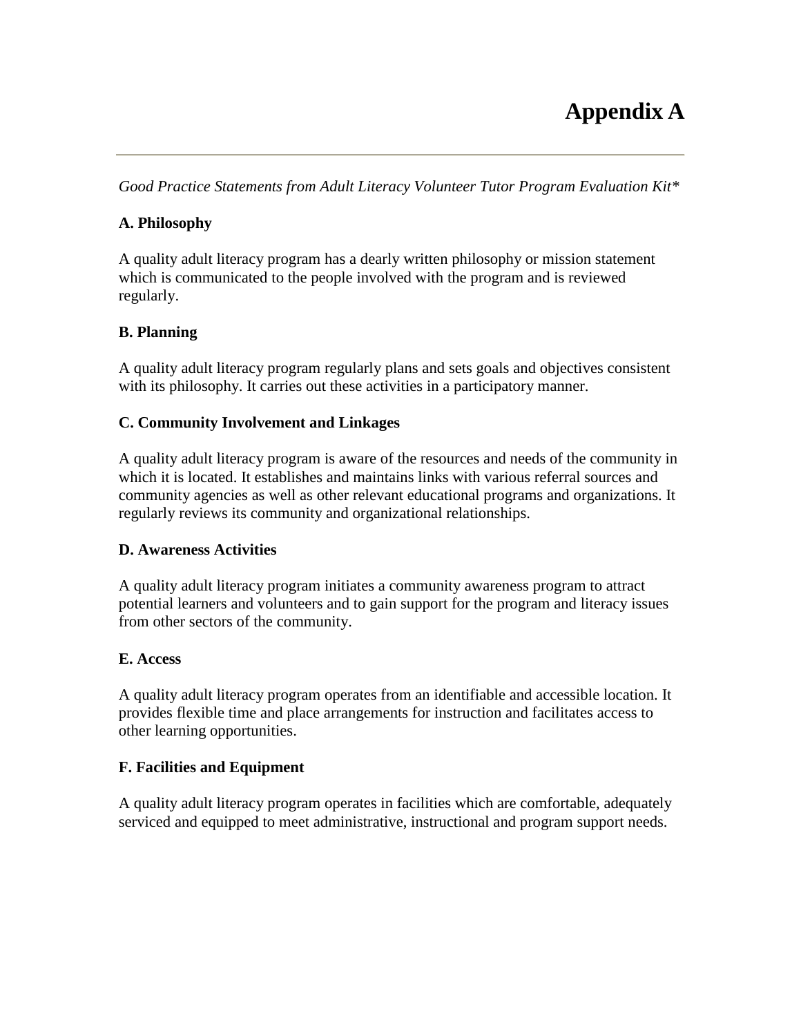# Appendix A

---

*Good Practice Statements from Adult Literacy Volunteer Tutor Program Evaluation Kit**

**A. Philosophy**

A quality adult literacy program has a dearly written philosophy or mission statement which is communicated to the people involved with the program and is reviewed regularly.

**B. Planning**

A quality adult literacy program regularly plans and sets goals and objectives consistent with its philosophy. It carries out these activities in a participatory manner.

**C. Community Involvement and Linkages**

A quality adult literacy program is aware of the resources and needs of the community in which it is located. It establishes and maintains links with various referral sources and community agencies as well as other relevant educational programs and organizations. It regularly reviews its community and organizational relationships.

**D. Awareness Activities**

A quality adult literacy program initiates a community awareness program to attract potential learners and volunteers and to gain support for the program and literacy issues from other sectors of the community.

**E. Access**

A quality adult literacy program operates from an identifiable and accessible location. It provides flexible time and place arrangements for instruction and facilitates access to other learning opportunities.

**F. Facilities and Equipment**

A quality adult literacy program operates in facilities which are comfortable, adequately serviced and equipped to meet administrative, instructional and program support needs.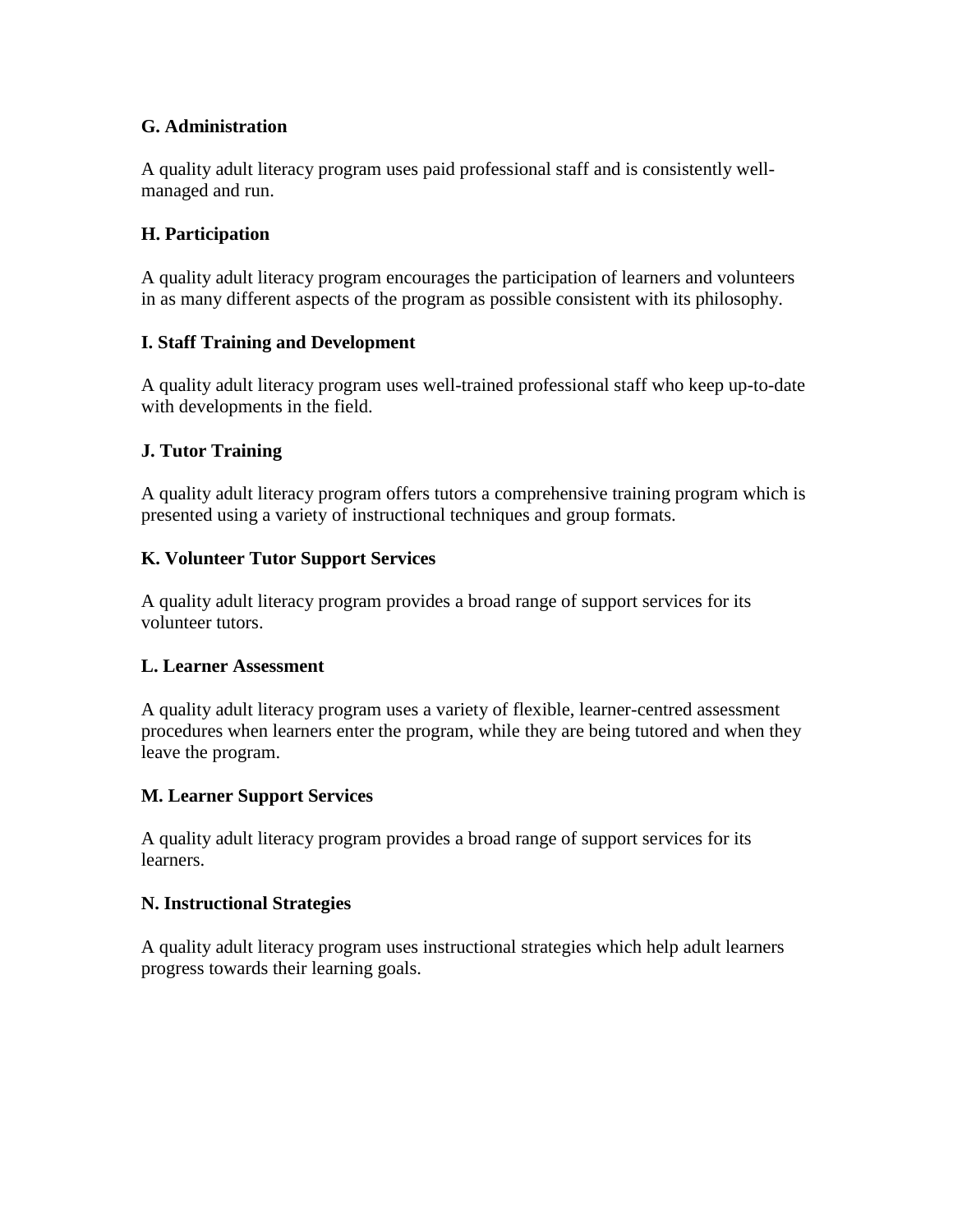**G. Administration**

A quality adult literacy program uses paid professional staff and is consistently well-managed and run.

**H. Participation**

A quality adult literacy program encourages the participation of learners and volunteers in as many different aspects of the program as possible consistent with its philosophy.

**I. Staff Training and Development**

A quality adult literacy program uses well-trained professional staff who keep up-to-date with developments in the field.

**J. Tutor Training**

A quality adult literacy program offers tutors a comprehensive training program which is presented using a variety of instructional techniques and group formats.

**K. Volunteer Tutor Support Services**

A quality adult literacy program provides a broad range of support services for its volunteer tutors.

**L. Learner Assessment**

A quality adult literacy program uses a variety of flexible, learner-centred assessment procedures when learners enter the program, while they are being tutored and when they leave the program.

**M. Learner Support Services**

A quality adult literacy program provides a broad range of support services for its learners.

**N. Instructional Strategies**

A quality adult literacy program uses instructional strategies which help adult learners progress towards their learning goals.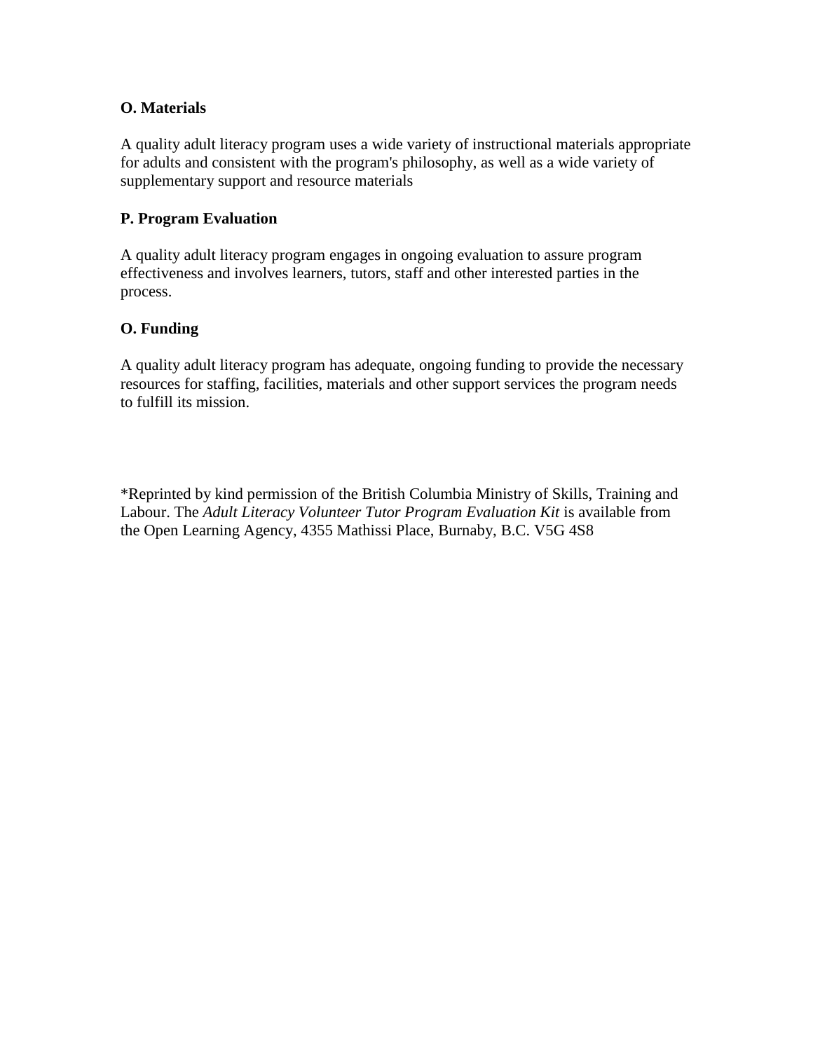**O. Materials**

A quality adult literacy program uses a wide variety of instructional materials appropriate for adults and consistent with the program's philosophy, as well as a wide variety of supplementary support and resource materials

**P. Program Evaluation**

A quality adult literacy program engages in ongoing evaluation to assure program effectiveness and involves learners, tutors, staff and other interested parties in the process.

**O. Funding**

A quality adult literacy program has adequate, ongoing funding to provide the necessary resources for staffing, facilities, materials and other support services the program needs to fulfill its mission.

*Reprinted by kind permission of the British Columbia Ministry of Skills, Training and Labour. The *Adult Literacy Volunteer Tutor Program Evaluation Kit* is available from the Open Learning Agency, 4355 Mathissi Place, Burnaby, B.C. V5G 4S8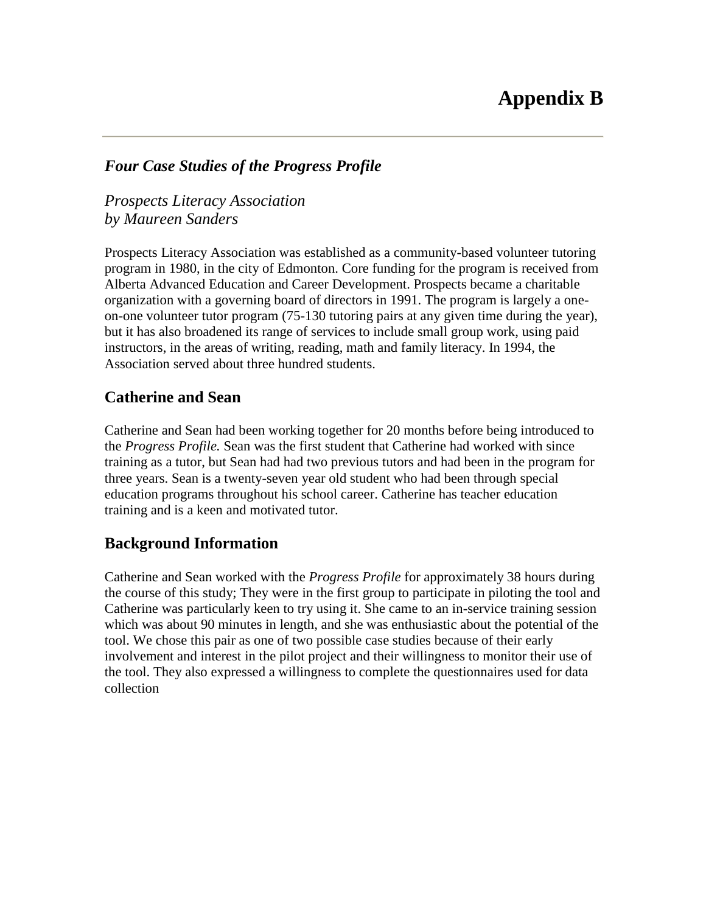# Appendix B

---

## *Four Case Studies of the Progress Profile*

*Prospects Literacy Association*
*by Maureen Sanders*

Prospects Literacy Association was established as a community-based volunteer tutoring program in 1980, in the city of Edmonton. Core funding for the program is received from Alberta Advanced Education and Career Development. Prospects became a charitable organization with a governing board of directors in 1991. The program is largely a one-on-one volunteer tutor program (75-130 tutoring pairs at any given time during the year), but it has also broadened its range of services to include small group work, using paid instructors, in the areas of writing, reading, math and family literacy. In 1994, the Association served about three hundred students.

### Catherine and Sean

Catherine and Sean had been working together for 20 months before being introduced to the *Progress Profile.* Sean was the first student that Catherine had worked with since training as a tutor, but Sean had had two previous tutors and had been in the program for three years. Sean is a twenty-seven year old student who had been through special education programs throughout his school career. Catherine has teacher education training and is a keen and motivated tutor.

### Background Information

Catherine and Sean worked with the *Progress Profile* for approximately 38 hours during the course of this study; They were in the first group to participate in piloting the tool and Catherine was particularly keen to try using it. She came to an in-service training session which was about 90 minutes in length, and she was enthusiastic about the potential of the tool. We chose this pair as one of two possible case studies because of their early involvement and interest in the pilot project and their willingness to monitor their use of the tool. They also expressed a willingness to complete the questionnaires used for data collection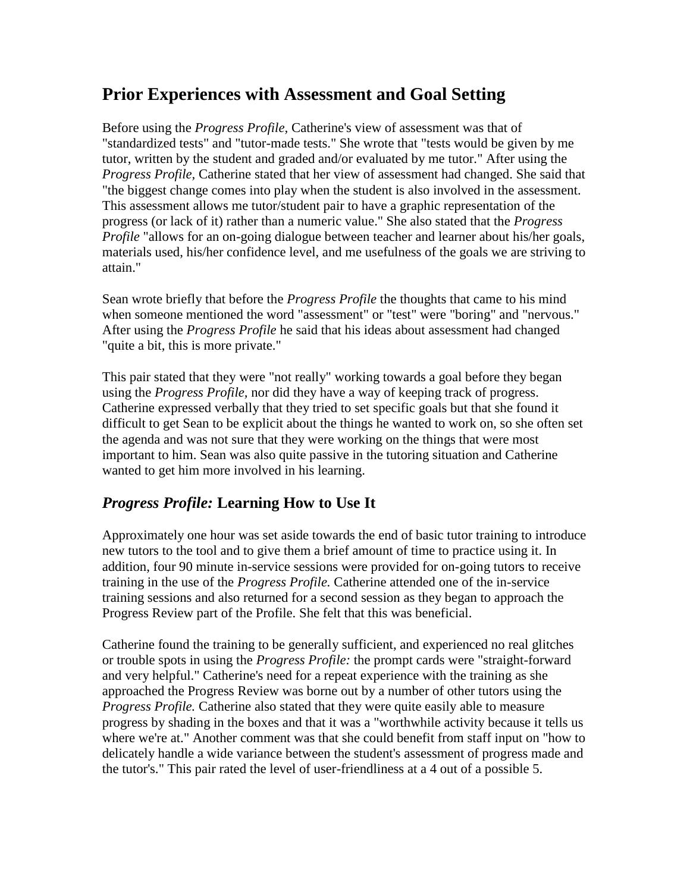## Prior Experiences with Assessment and Goal Setting

Before using the *Progress Profile*, Catherine's view of assessment was that of "standardized tests" and "tutor-made tests." She wrote that "tests would be given by me tutor, written by the student and graded and/or evaluated by me tutor." After using the *Progress Profile,* Catherine stated that her view of assessment had changed. She said that "the biggest change comes into play when the student is also involved in the assessment. This assessment allows me tutor/student pair to have a graphic representation of the progress (or lack of it) rather than a numeric value." She also stated that the *Progress Profile* "allows for an on-going dialogue between teacher and learner about his/her goals, materials used, his/her confidence level, and me usefulness of the goals we are striving to attain."

Sean wrote briefly that before the *Progress Profile* the thoughts that came to his mind when someone mentioned the word "assessment" or "test" were "boring" and "nervous." After using the *Progress Profile* he said that his ideas about assessment had changed "quite a bit, this is more private."

This pair stated that they were "not really" working towards a goal before they began using the *Progress Profile,* nor did they have a way of keeping track of progress. Catherine expressed verbally that they tried to set specific goals but that she found it difficult to get Sean to be explicit about the things he wanted to work on, so she often set the agenda and was not sure that they were working on the things that were most important to him. Sean was also quite passive in the tutoring situation and Catherine wanted to get him more involved in his learning.

## *Progress Profile:* Learning How to Use It

Approximately one hour was set aside towards the end of basic tutor training to introduce new tutors to the tool and to give them a brief amount of time to practice using it. In addition, four 90 minute in-service sessions were provided for on-going tutors to receive training in the use of the *Progress Profile.* Catherine attended one of the in-service training sessions and also returned for a second session as they began to approach the Progress Review part of the Profile. She felt that this was beneficial.

Catherine found the training to be generally sufficient, and experienced no real glitches or trouble spots in using the *Progress Profile:* the prompt cards were "straight-forward and very helpful." Catherine's need for a repeat experience with the training as she approached the Progress Review was borne out by a number of other tutors using the *Progress Profile.* Catherine also stated that they were quite easily able to measure progress by shading in the boxes and that it was a "worthwhile activity because it tells us where we're at." Another comment was that she could benefit from staff input on "how to delicately handle a wide variance between the student's assessment of progress made and the tutor's." This pair rated the level of user-friendliness at a 4 out of a possible 5.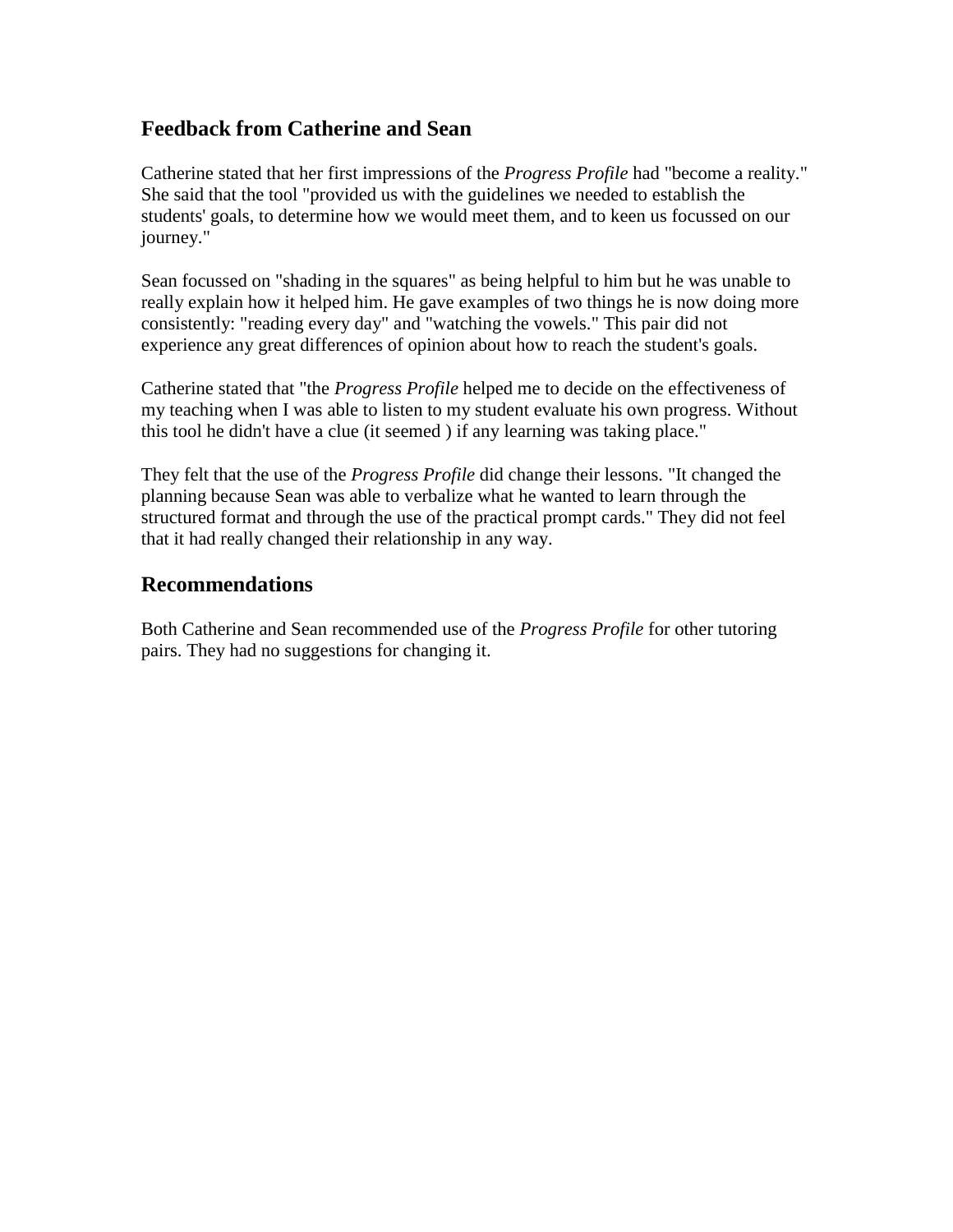## Feedback from Catherine and Sean

Catherine stated that her first impressions of the *Progress Profile* had "become a reality." She said that the tool "provided us with the guidelines we needed to establish the students' goals, to determine how we would meet them, and to keen us focussed on our journey."

Sean focussed on "shading in the squares" as being helpful to him but he was unable to really explain how it helped him. He gave examples of two things he is now doing more consistently: "reading every day" and "watching the vowels." This pair did not experience any great differences of opinion about how to reach the student's goals.

Catherine stated that "the *Progress Profile* helped me to decide on the effectiveness of my teaching when I was able to listen to my student evaluate his own progress. Without this tool he didn't have a clue (it seemed ) if any learning was taking place."

They felt that the use of the *Progress Profile* did change their lessons. "It changed the planning because Sean was able to verbalize what he wanted to learn through the structured format and through the use of the practical prompt cards." They did not feel that it had really changed their relationship in any way.

## Recommendations

Both Catherine and Sean recommended use of the *Progress Profile* for other tutoring pairs. They had no suggestions for changing it.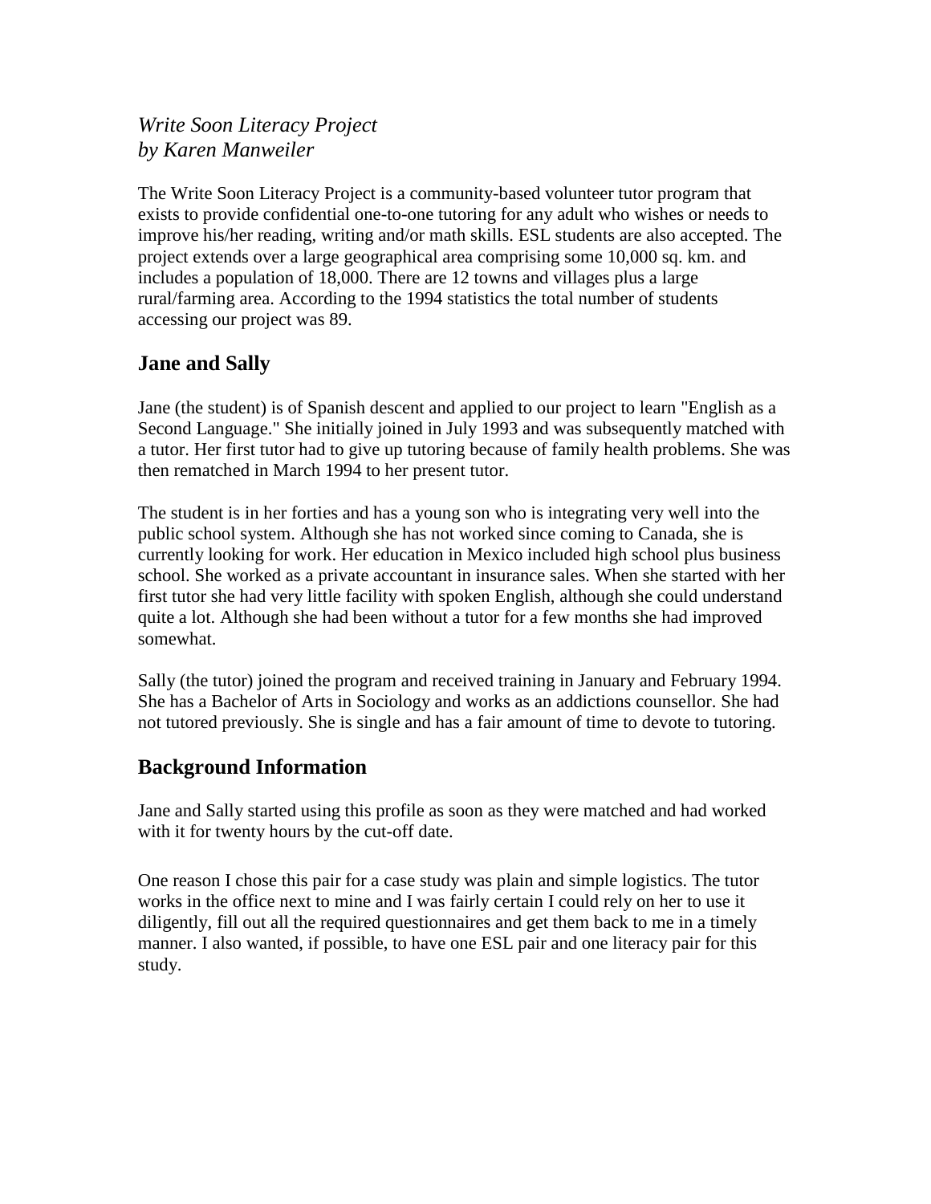*Write Soon Literacy Project*
*by Karen Manweiler*

The Write Soon Literacy Project is a community-based volunteer tutor program that exists to provide confidential one-to-one tutoring for any adult who wishes or needs to improve his/her reading, writing and/or math skills. ESL students are also accepted. The project extends over a large geographical area comprising some 10,000 sq. km. and includes a population of 18,000. There are 12 towns and villages plus a large rural/farming area. According to the 1994 statistics the total number of students accessing our project was 89.

## Jane and Sally

Jane (the student) is of Spanish descent and applied to our project to learn "English as a Second Language." She initially joined in July 1993 and was subsequently matched with a tutor. Her first tutor had to give up tutoring because of family health problems. She was then rematched in March 1994 to her present tutor.

The student is in her forties and has a young son who is integrating very well into the public school system. Although she has not worked since coming to Canada, she is currently looking for work. Her education in Mexico included high school plus business school. She worked as a private accountant in insurance sales. When she started with her first tutor she had very little facility with spoken English, although she could understand quite a lot. Although she had been without a tutor for a few months she had improved somewhat.

Sally (the tutor) joined the program and received training in January and February 1994. She has a Bachelor of Arts in Sociology and works as an addictions counsellor. She had not tutored previously. She is single and has a fair amount of time to devote to tutoring.

## Background Information

Jane and Sally started using this profile as soon as they were matched and had worked with it for twenty hours by the cut-off date.

One reason I chose this pair for a case study was plain and simple logistics. The tutor works in the office next to mine and I was fairly certain I could rely on her to use it diligently, fill out all the required questionnaires and get them back to me in a timely manner. I also wanted, if possible, to have one ESL pair and one literacy pair for this study.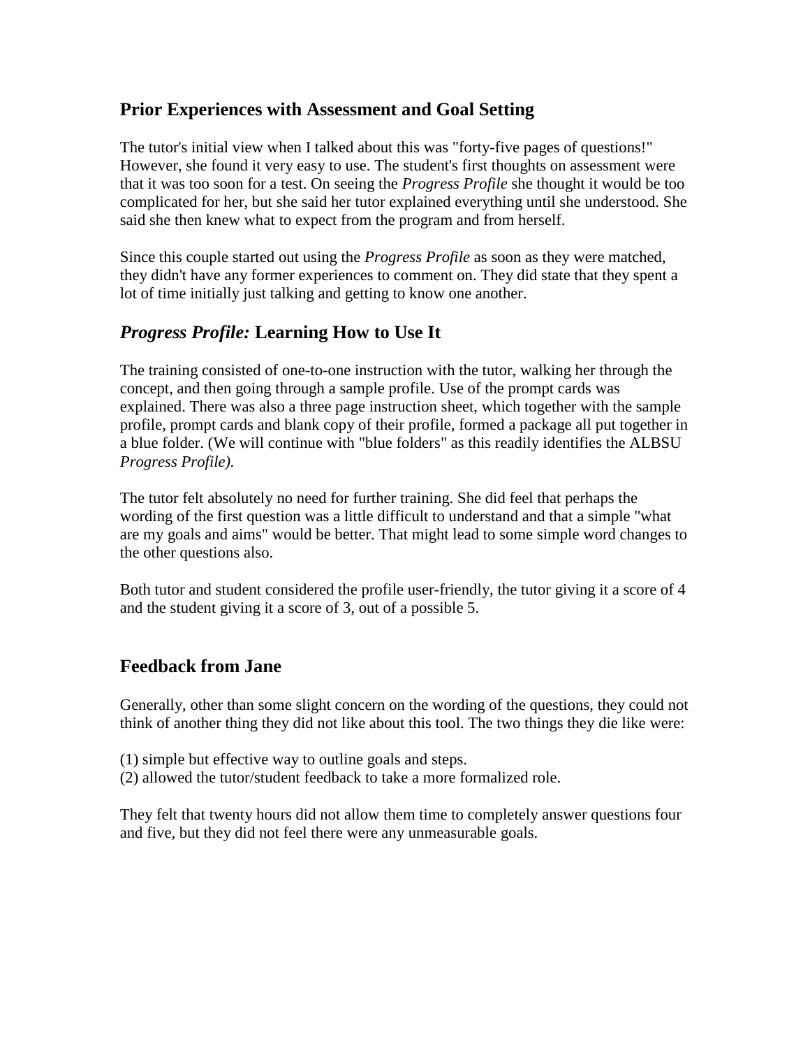## Prior Experiences with Assessment and Goal Setting

The tutor's initial view when I talked about this was "forty-five pages of questions!" However, she found it very easy to use. The student's first thoughts on assessment were that it was too soon for a test. On seeing the *Progress Profile* she thought it would be too complicated for her, but she said her tutor explained everything until she understood. She said she then knew what to expect from the program and from herself.

Since this couple started out using the *Progress Profile* as soon as they were matched, they didn't have any former experiences to comment on. They did state that they spent a lot of time initially just talking and getting to know one another.

## *Progress Profile:* Learning How to Use It

The training consisted of one-to-one instruction with the tutor, walking her through the concept, and then going through a sample profile. Use of the prompt cards was explained. There was also a three page instruction sheet, which together with the sample profile, prompt cards and blank copy of their profile, formed a package all put together in a blue folder. (We will continue with "blue folders" as this readily identifies the ALBSU *Progress Profile).*

The tutor felt absolutely no need for further training. She did feel that perhaps the wording of the first question was a little difficult to understand and that a simple "what are my goals and aims" would be better. That might lead to some simple word changes to the other questions also.

Both tutor and student considered the profile user-friendly, the tutor giving it a score of 4 and the student giving it a score of 3, out of a possible 5.

## Feedback from Jane

Generally, other than some slight concern on the wording of the questions, they could not think of another thing they did not like about this tool. The two things they die like were:

(1) simple but effective way to outline goals and steps.
(2) allowed the tutor/student feedback to take a more formalized role.

They felt that twenty hours did not allow them time to completely answer questions four and five, but they did not feel there were any unmeasurable goals.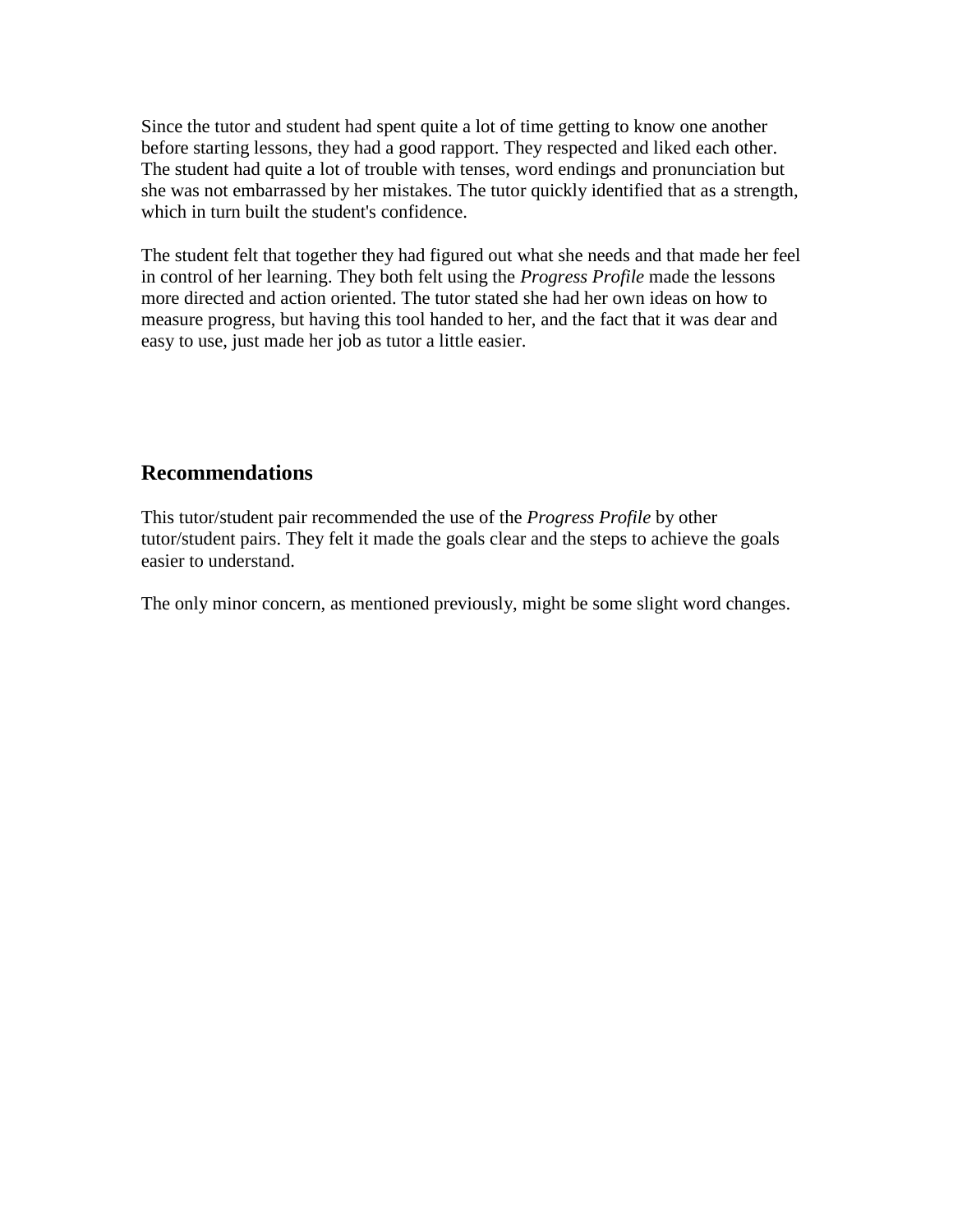Since the tutor and student had spent quite a lot of time getting to know one another before starting lessons, they had a good rapport. They respected and liked each other. The student had quite a lot of trouble with tenses, word endings and pronunciation but she was not embarrassed by her mistakes. The tutor quickly identified that as a strength, which in turn built the student's confidence.

The student felt that together they had figured out what she needs and that made her feel in control of her learning. They both felt using the *Progress Profile* made the lessons more directed and action oriented. The tutor stated she had her own ideas on how to measure progress, but having this tool handed to her, and the fact that it was dear and easy to use, just made her job as tutor a little easier.

## Recommendations

This tutor/student pair recommended the use of the *Progress Profile* by other tutor/student pairs. They felt it made the goals clear and the steps to achieve the goals easier to understand.

The only minor concern, as mentioned previously, might be some slight word changes.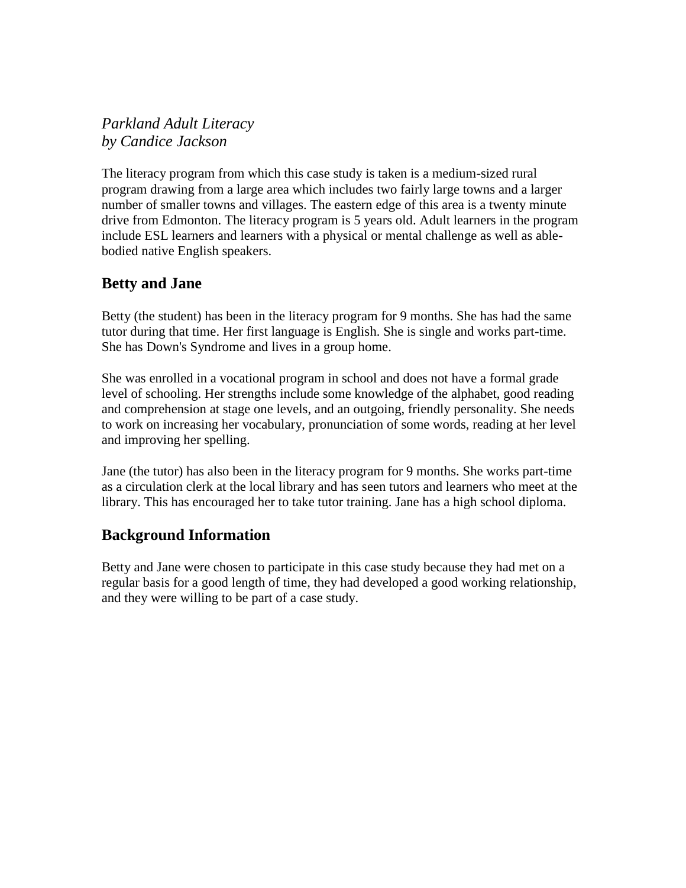*Parkland Adult Literacy*
*by Candice Jackson*

The literacy program from which this case study is taken is a medium-sized rural program drawing from a large area which includes two fairly large towns and a larger number of smaller towns and villages. The eastern edge of this area is a twenty minute drive from Edmonton. The literacy program is 5 years old. Adult learners in the program include ESL learners and learners with a physical or mental challenge as well as able-bodied native English speakers.

## Betty and Jane

Betty (the student) has been in the literacy program for 9 months. She has had the same tutor during that time. Her first language is English. She is single and works part-time. She has Down's Syndrome and lives in a group home.

She was enrolled in a vocational program in school and does not have a formal grade level of schooling. Her strengths include some knowledge of the alphabet, good reading and comprehension at stage one levels, and an outgoing, friendly personality. She needs to work on increasing her vocabulary, pronunciation of some words, reading at her level and improving her spelling.

Jane (the tutor) has also been in the literacy program for 9 months. She works part-time as a circulation clerk at the local library and has seen tutors and learners who meet at the library. This has encouraged her to take tutor training. Jane has a high school diploma.

## Background Information

Betty and Jane were chosen to participate in this case study because they had met on a regular basis for a good length of time, they had developed a good working relationship, and they were willing to be part of a case study.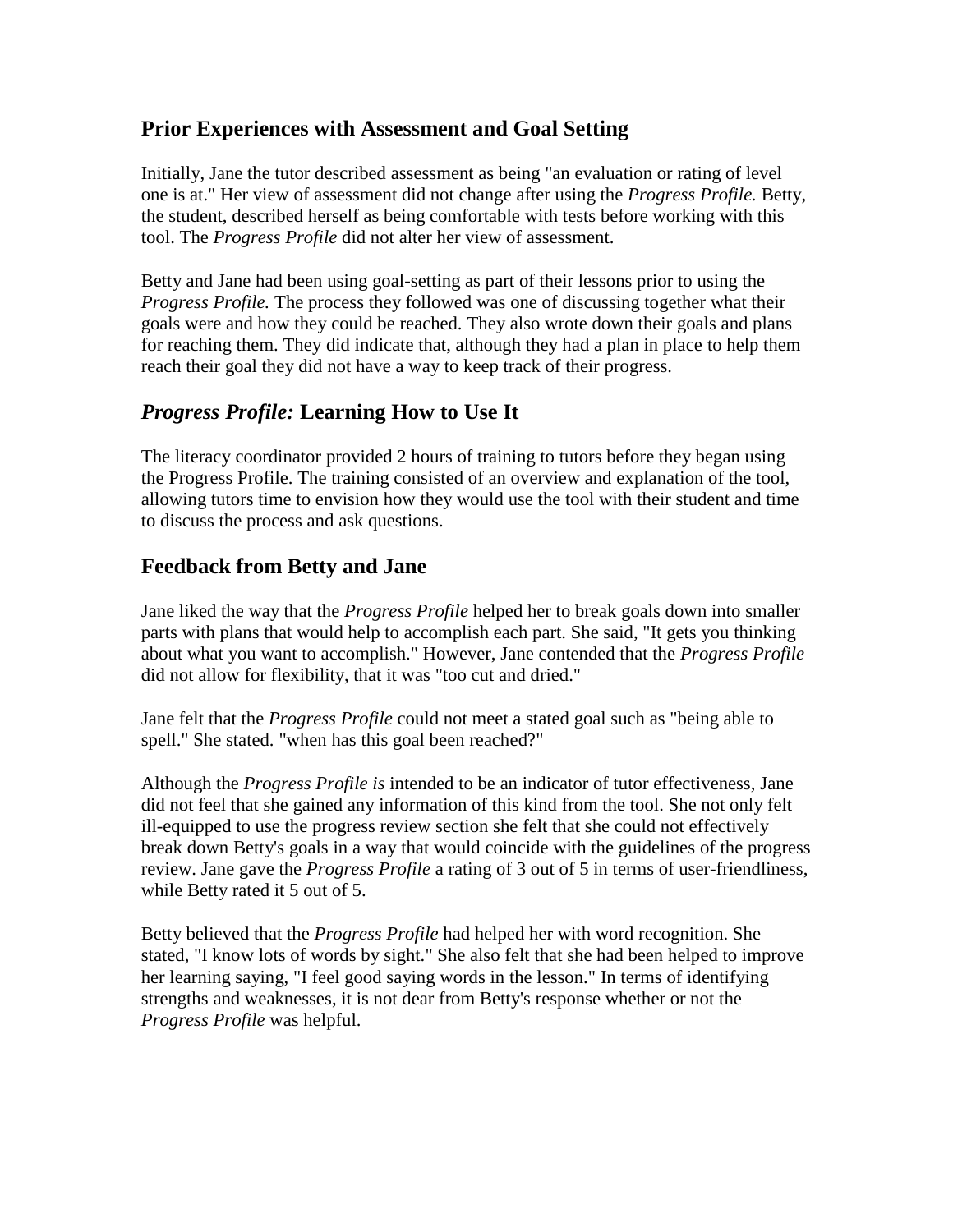## Prior Experiences with Assessment and Goal Setting

Initially, Jane the tutor described assessment as being "an evaluation or rating of level one is at." Her view of assessment did not change after using the *Progress Profile.* Betty, the student, described herself as being comfortable with tests before working with this tool. The *Progress Profile* did not alter her view of assessment.

Betty and Jane had been using goal-setting as part of their lessons prior to using the *Progress Profile.* The process they followed was one of discussing together what their goals were and how they could be reached. They also wrote down their goals and plans for reaching them. They did indicate that, although they had a plan in place to help them reach their goal they did not have a way to keep track of their progress.

## *Progress Profile:* Learning How to Use It

The literacy coordinator provided 2 hours of training to tutors before they began using the Progress Profile. The training consisted of an overview and explanation of the tool, allowing tutors time to envision how they would use the tool with their student and time to discuss the process and ask questions.

## Feedback from Betty and Jane

Jane liked the way that the *Progress Profile* helped her to break goals down into smaller parts with plans that would help to accomplish each part. She said, "It gets you thinking about what you want to accomplish." However, Jane contended that the *Progress Profile* did not allow for flexibility, that it was "too cut and dried."

Jane felt that the *Progress Profile* could not meet a stated goal such as "being able to spell." She stated. "when has this goal been reached?"

Although the *Progress Profile is* intended to be an indicator of tutor effectiveness, Jane did not feel that she gained any information of this kind from the tool. She not only felt ill-equipped to use the progress review section she felt that she could not effectively break down Betty's goals in a way that would coincide with the guidelines of the progress review. Jane gave the *Progress Profile* a rating of 3 out of 5 in terms of user-friendliness, while Betty rated it 5 out of 5.

Betty believed that the *Progress Profile* had helped her with word recognition. She stated, "I know lots of words by sight." She also felt that she had been helped to improve her learning saying, "I feel good saying words in the lesson." In terms of identifying strengths and weaknesses, it is not dear from Betty's response whether or not the *Progress Profile* was helpful.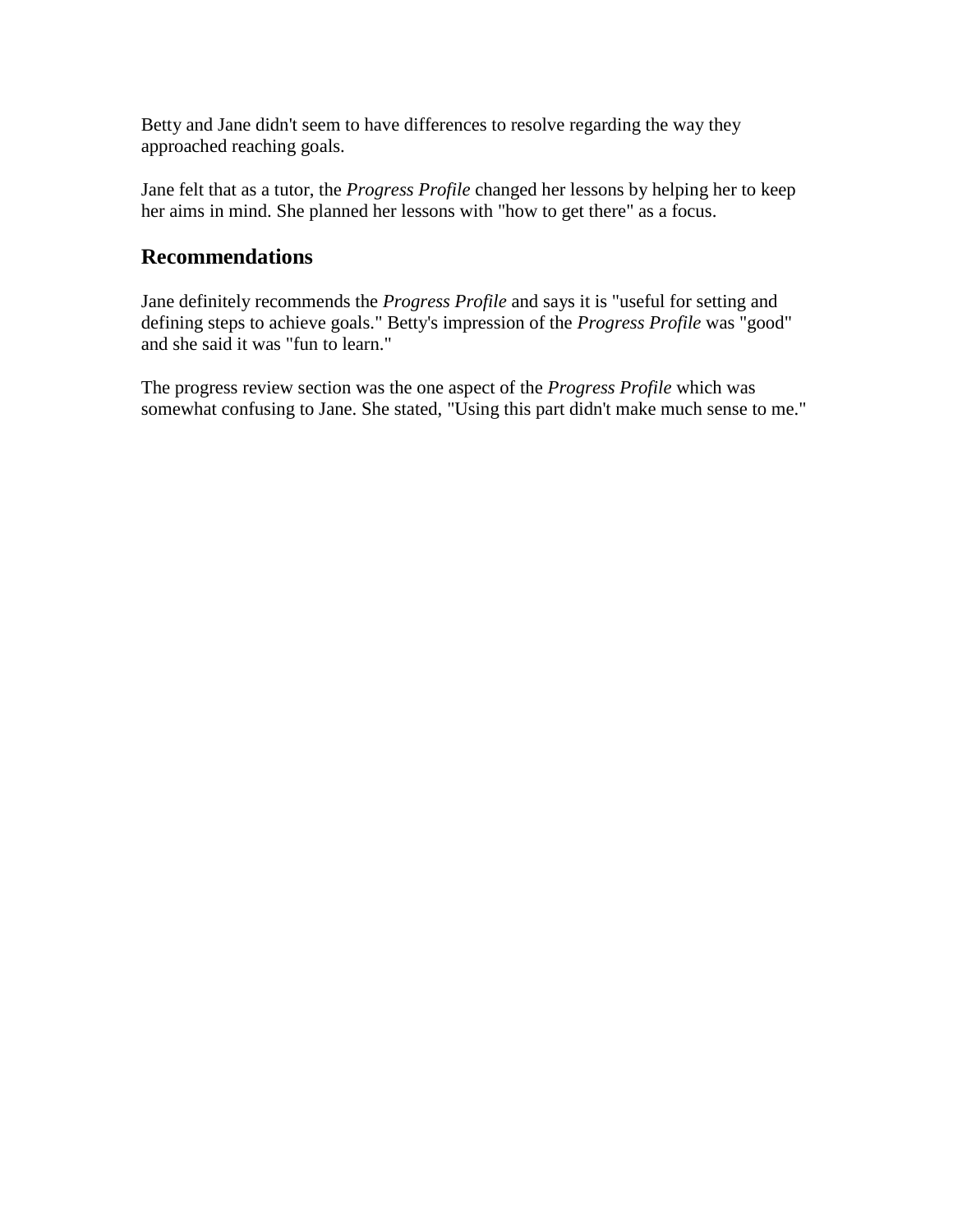Betty and Jane didn't seem to have differences to resolve regarding the way they approached reaching goals.

Jane felt that as a tutor, the *Progress Profile* changed her lessons by helping her to keep her aims in mind. She planned her lessons with "how to get there" as a focus.

## Recommendations

Jane definitely recommends the *Progress Profile* and says it is "useful for setting and defining steps to achieve goals." Betty's impression of the *Progress Profile* was "good" and she said it was "fun to learn."

The progress review section was the one aspect of the *Progress Profile* which was somewhat confusing to Jane. She stated, "Using this part didn't make much sense to me."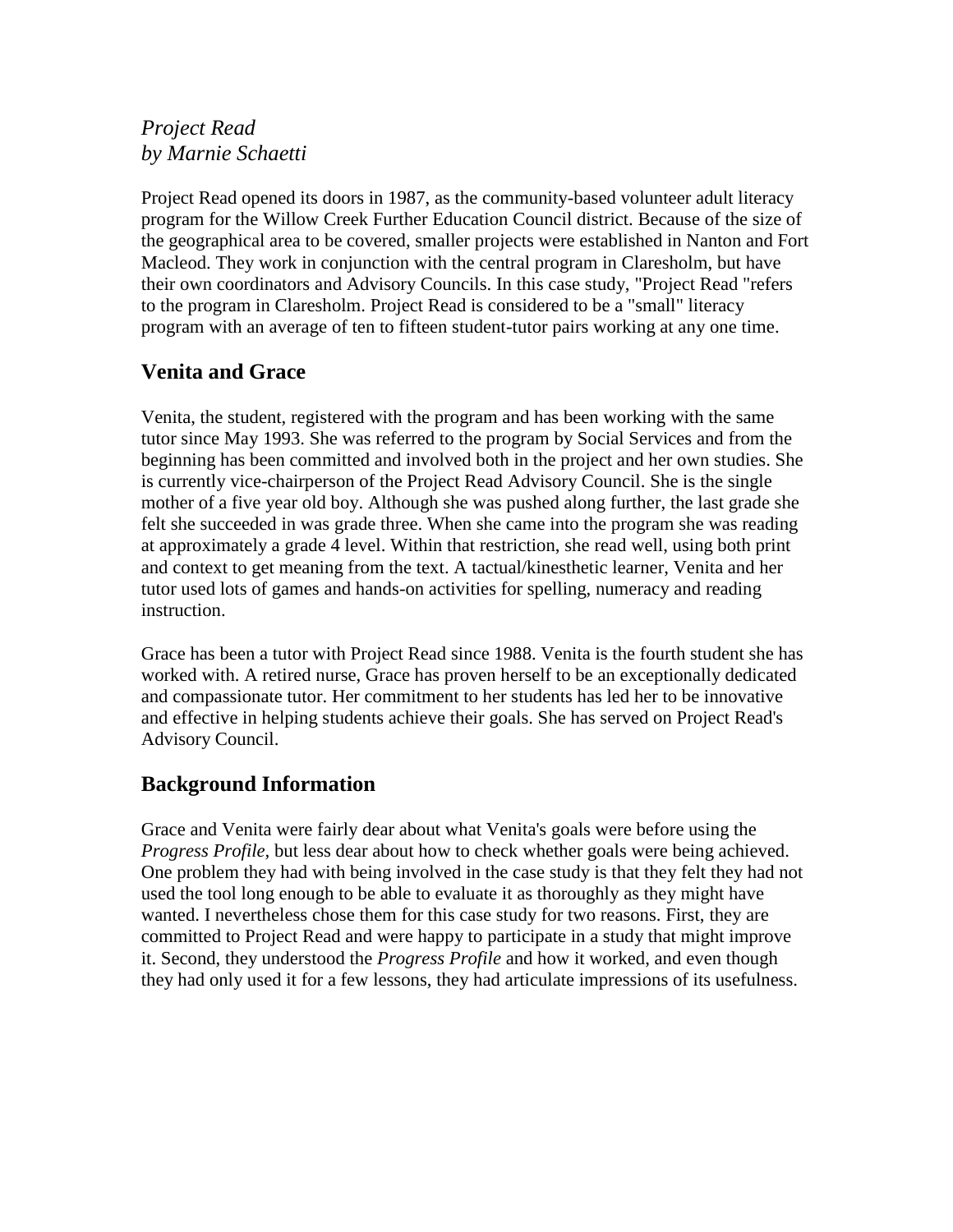*Project Read*
*by Marnie Schaetti*

Project Read opened its doors in 1987, as the community-based volunteer adult literacy program for the Willow Creek Further Education Council district. Because of the size of the geographical area to be covered, smaller projects were established in Nanton and Fort Macleod. They work in conjunction with the central program in Claresholm, but have their own coordinators and Advisory Councils. In this case study, "Project Read "refers to the program in Claresholm. Project Read is considered to be a "small" literacy program with an average of ten to fifteen student-tutor pairs working at any one time.

## Venita and Grace

Venita, the student, registered with the program and has been working with the same tutor since May 1993. She was referred to the program by Social Services and from the beginning has been committed and involved both in the project and her own studies. She is currently vice-chairperson of the Project Read Advisory Council. She is the single mother of a five year old boy. Although she was pushed along further, the last grade she felt she succeeded in was grade three. When she came into the program she was reading at approximately a grade 4 level. Within that restriction, she read well, using both print and context to get meaning from the text. A tactual/kinesthetic learner, Venita and her tutor used lots of games and hands-on activities for spelling, numeracy and reading instruction.

Grace has been a tutor with Project Read since 1988. Venita is the fourth student she has worked with. A retired nurse, Grace has proven herself to be an exceptionally dedicated and compassionate tutor. Her commitment to her students has led her to be innovative and effective in helping students achieve their goals. She has served on Project Read's Advisory Council.

## Background Information

Grace and Venita were fairly dear about what Venita's goals were before using the *Progress Profile,* but less dear about how to check whether goals were being achieved. One problem they had with being involved in the case study is that they felt they had not used the tool long enough to be able to evaluate it as thoroughly as they might have wanted. I nevertheless chose them for this case study for two reasons. First, they are committed to Project Read and were happy to participate in a study that might improve it. Second, they understood the *Progress Profile* and how it worked, and even though they had only used it for a few lessons, they had articulate impressions of its usefulness.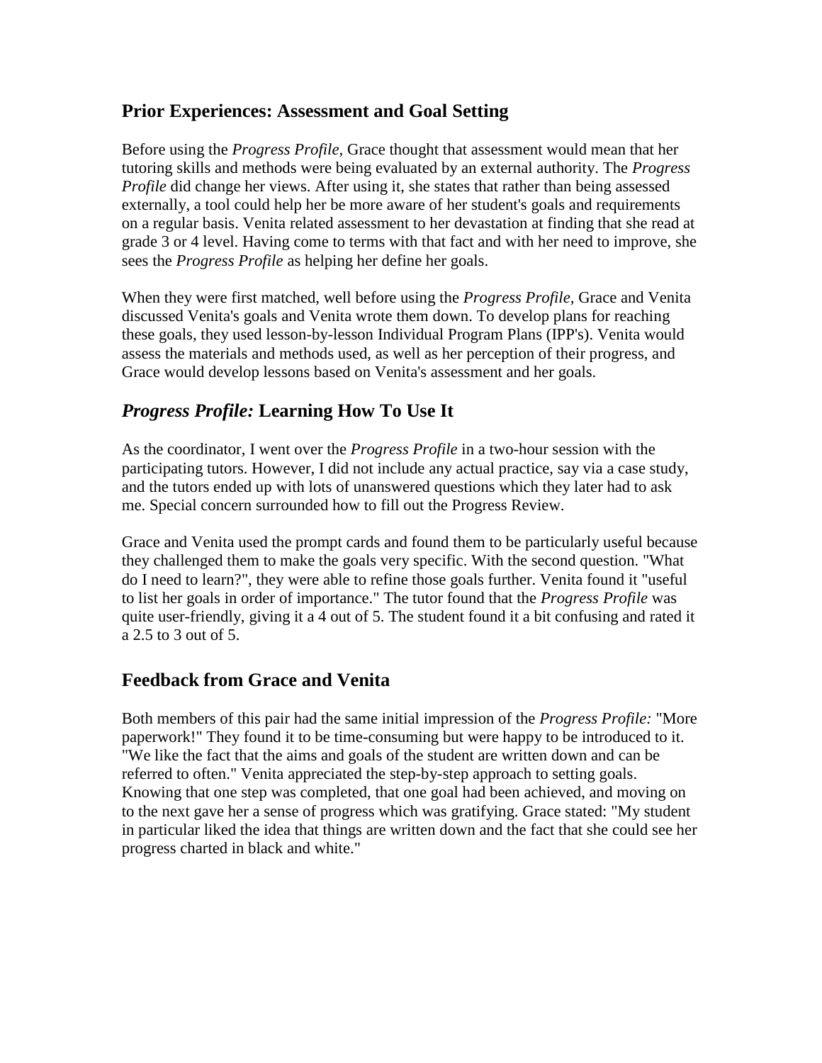## Prior Experiences: Assessment and Goal Setting

Before using the *Progress Profile,* Grace thought that assessment would mean that her tutoring skills and methods were being evaluated by an external authority. The *Progress Profile* did change her views. After using it, she states that rather than being assessed externally, a tool could help her be more aware of her student's goals and requirements on a regular basis. Venita related assessment to her devastation at finding that she read at grade 3 or 4 level. Having come to terms with that fact and with her need to improve, she sees the *Progress Profile* as helping her define her goals.

When they were first matched, well before using the *Progress Profile,* Grace and Venita discussed Venita's goals and Venita wrote them down. To develop plans for reaching these goals, they used lesson-by-lesson Individual Program Plans (IPP's). Venita would assess the materials and methods used, as well as her perception of their progress, and Grace would develop lessons based on Venita's assessment and her goals.

## *Progress Profile:* Learning How To Use It

As the coordinator, I went over the *Progress Profile* in a two-hour session with the participating tutors. However, I did not include any actual practice, say via a case study, and the tutors ended up with lots of unanswered questions which they later had to ask me. Special concern surrounded how to fill out the Progress Review.

Grace and Venita used the prompt cards and found them to be particularly useful because they challenged them to make the goals very specific. With the second question. "What do I need to learn?", they were able to refine those goals further. Venita found it "useful to list her goals in order of importance." The tutor found that the *Progress Profile* was quite user-friendly, giving it a 4 out of 5. The student found it a bit confusing and rated it a 2.5 to 3 out of 5.

## Feedback from Grace and Venita

Both members of this pair had the same initial impression of the *Progress Profile:* "More paperwork!" They found it to be time-consuming but were happy to be introduced to it. "We like the fact that the aims and goals of the student are written down and can be referred to often." Venita appreciated the step-by-step approach to setting goals. Knowing that one step was completed, that one goal had been achieved, and moving on to the next gave her a sense of progress which was gratifying. Grace stated: "My student in particular liked the idea that things are written down and the fact that she could see her progress charted in black and white."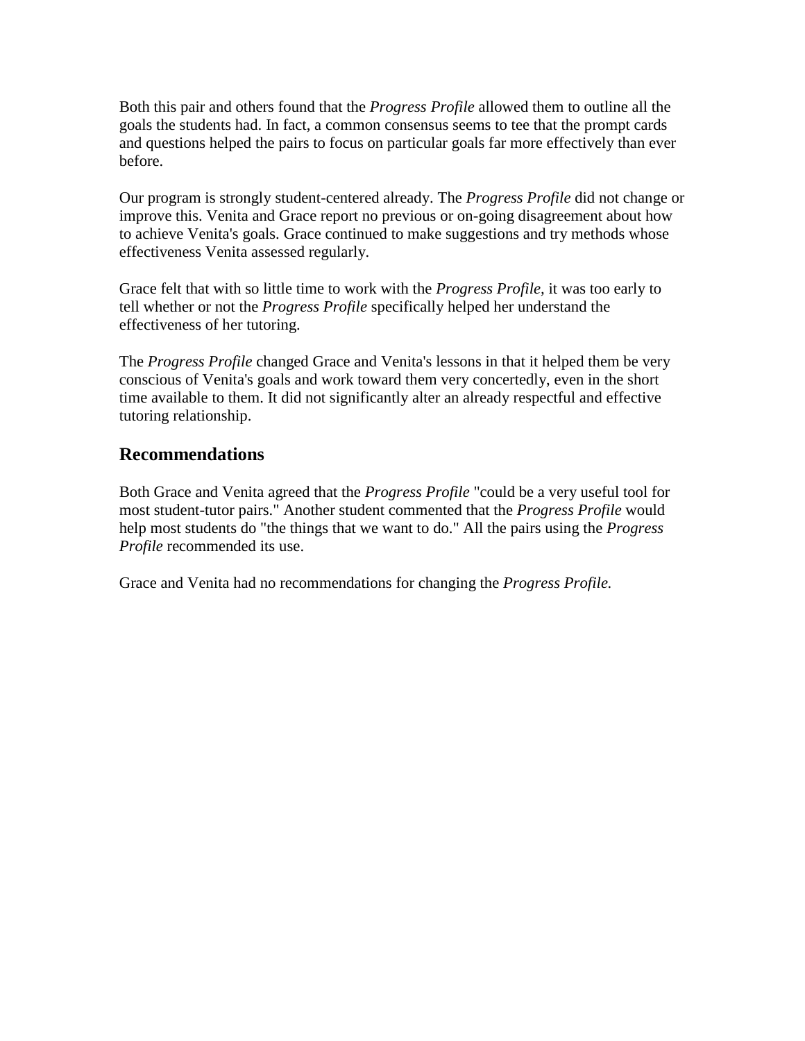Both this pair and others found that the *Progress Profile* allowed them to outline all the goals the students had. In fact, a common consensus seems to tee that the prompt cards and questions helped the pairs to focus on particular goals far more effectively than ever before.

Our program is strongly student-centered already. The *Progress Profile* did not change or improve this. Venita and Grace report no previous or on-going disagreement about how to achieve Venita's goals. Grace continued to make suggestions and try methods whose effectiveness Venita assessed regularly.

Grace felt that with so little time to work with the *Progress Profile,* it was too early to tell whether or not the *Progress Profile* specifically helped her understand the effectiveness of her tutoring.

The *Progress Profile* changed Grace and Venita's lessons in that it helped them be very conscious of Venita's goals and work toward them very concertedly, even in the short time available to them. It did not significantly alter an already respectful and effective tutoring relationship.

## Recommendations

Both Grace and Venita agreed that the *Progress Profile* "could be a very useful tool for most student-tutor pairs." Another student commented that the *Progress Profile* would help most students do "the things that we want to do." All the pairs using the *Progress Profile* recommended its use.

Grace and Venita had no recommendations for changing the *Progress Profile.*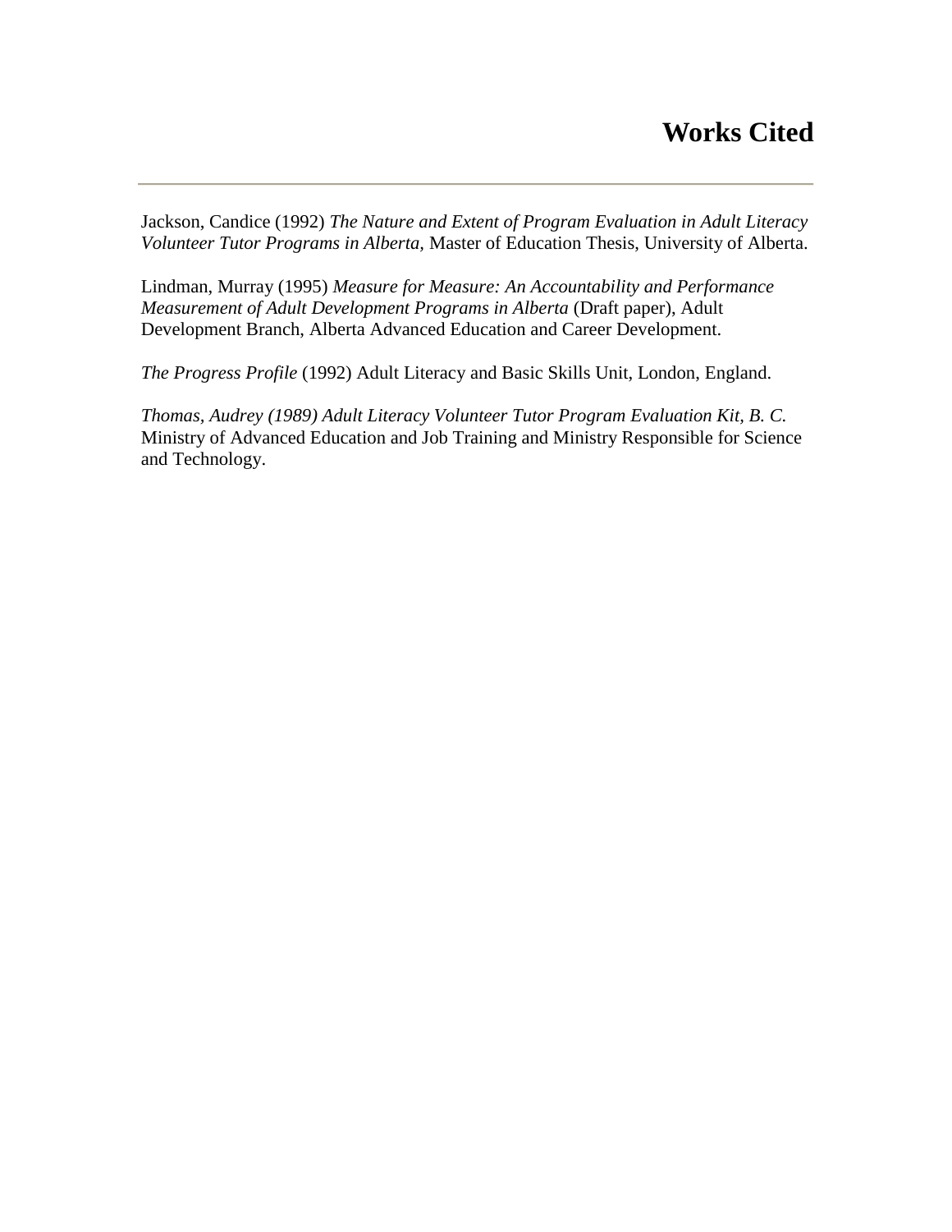# Works Cited

Jackson, Candice (1992) *The Nature and Extent of Program Evaluation in Adult Literacy Volunteer Tutor Programs in Alberta,* Master of Education Thesis, University of Alberta.

Lindman, Murray (1995) *Measure for Measure: An Accountability and Performance Measurement of Adult Development Programs in Alberta* (Draft paper), Adult Development Branch, Alberta Advanced Education and Career Development.

*The Progress Profile* (1992) Adult Literacy and Basic Skills Unit, London, England.

*Thomas, Audrey (1989) Adult Literacy Volunteer Tutor Program Evaluation Kit, B. C.* Ministry of Advanced Education and Job Training and Ministry Responsible for Science and Technology.